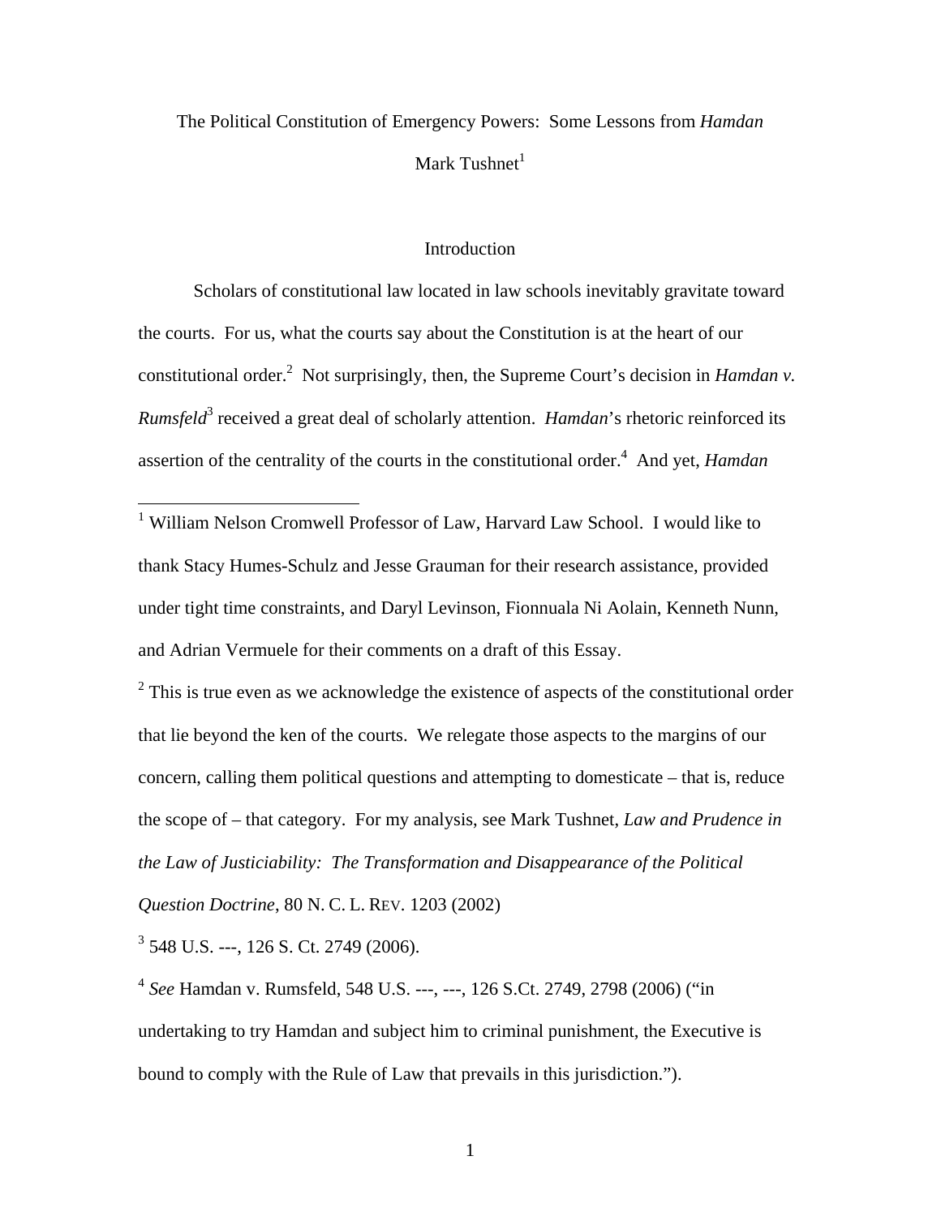# The Political Constitution of Emergency Powers: Some Lessons from *Hamdan*

Mark Tushnet[1]

## Introduction

Scholars of constitutional law located in law schools inevitably gravitate toward the courts. For us, what the courts say about the Constitution is at the heart of our constitutional order.[2] Not surprisingly, then, the Supreme Court's decision in *Hamdan v. Rumsfeld*[3] received a great deal of scholarly attention. *Hamdan*'s rhetoric reinforced its assertion of the centrality of the courts in the constitutional order.[4] And yet, *Hamdan*

---

[1] William Nelson Cromwell Professor of Law, Harvard Law School. I would like to thank Stacy Humes-Schulz and Jesse Grauman for their research assistance, provided under tight time constraints, and Daryl Levinson, Fionnuala Ni Aolain, Kenneth Nunn, and Adrian Vermuele for their comments on a draft of this Essay.

[2] This is true even as we acknowledge the existence of aspects of the constitutional order that lie beyond the ken of the courts. We relegate those aspects to the margins of our concern, calling them political questions and attempting to domesticate – that is, reduce the scope of – that category. For my analysis, see Mark Tushnet, *Law and Prudence in the Law of Justiciability: The Transformation and Disappearance of the Political Question Doctrine*, 80 N. C. L. REV. 1203 (2002)

[3] 548 U.S. ---, 126 S. Ct. 2749 (2006).

[4] *See* Hamdan v. Rumsfeld, 548 U.S. ---, ---, 126 S.Ct. 2749, 2798 (2006) ("in undertaking to try Hamdan and subject him to criminal punishment, the Executive is bound to comply with the Rule of Law that prevails in this jurisdiction.").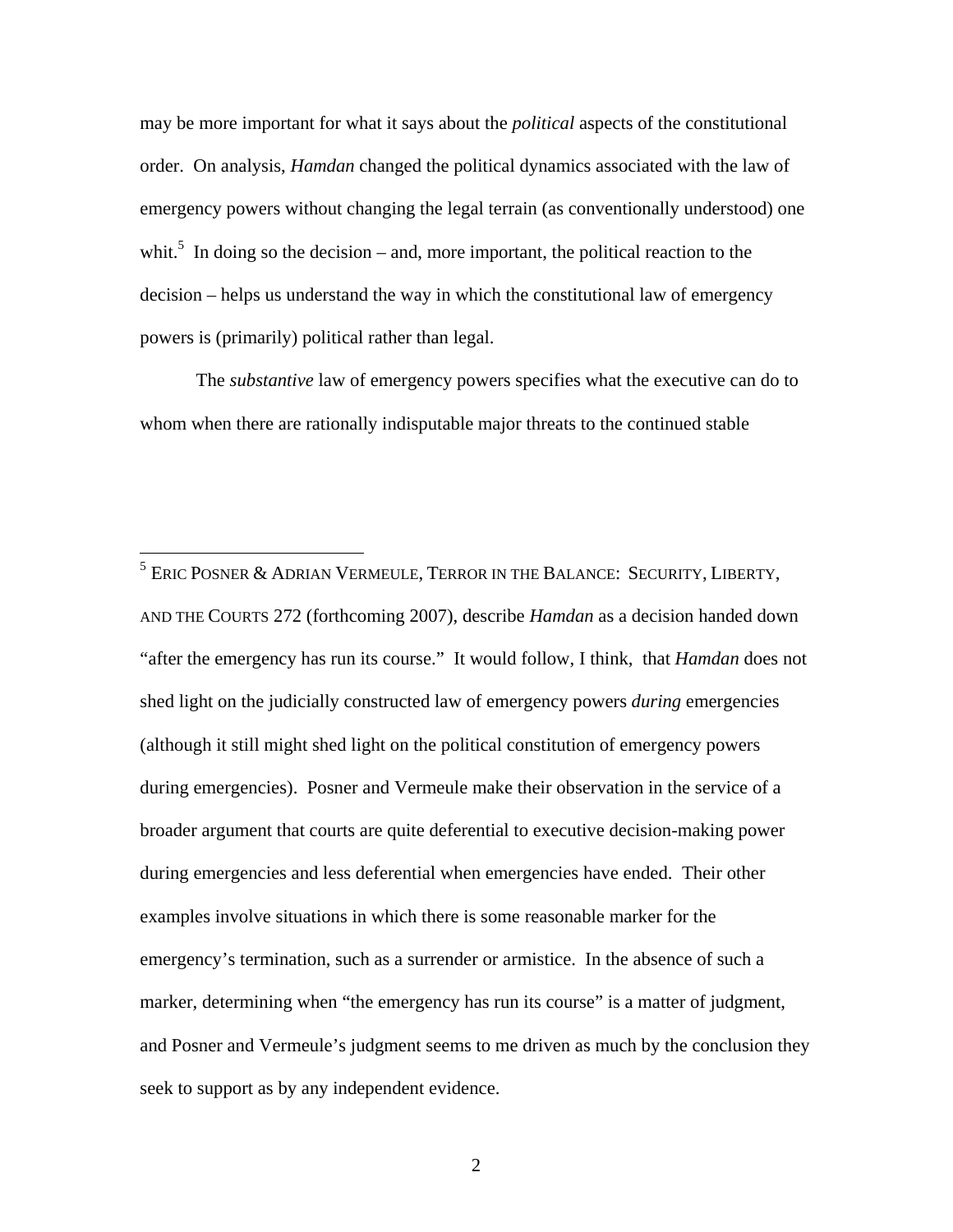may be more important for what it says about the *political* aspects of the constitutional order. On analysis, *Hamdan* changed the political dynamics associated with the law of emergency powers without changing the legal terrain (as conventionally understood) one whit.[5] In doing so the decision – and, more important, the political reaction to the decision – helps us understand the way in which the constitutional law of emergency powers is (primarily) political rather than legal.

The *substantive* law of emergency powers specifies what the executive can do to whom when there are rationally indisputable major threats to the continued stable

---

[5] ERIC POSNER & ADRIAN VERMEULE, TERROR IN THE BALANCE: SECURITY, LIBERTY, AND THE COURTS 272 (forthcoming 2007), describe *Hamdan* as a decision handed down "after the emergency has run its course." It would follow, I think, that *Hamdan* does not shed light on the judicially constructed law of emergency powers *during* emergencies (although it still might shed light on the political constitution of emergency powers during emergencies). Posner and Vermeule make their observation in the service of a broader argument that courts are quite deferential to executive decision-making power during emergencies and less deferential when emergencies have ended. Their other examples involve situations in which there is some reasonable marker for the emergency's termination, such as a surrender or armistice. In the absence of such a marker, determining when "the emergency has run its course" is a matter of judgment, and Posner and Vermeule's judgment seems to me driven as much by the conclusion they seek to support as by any independent evidence.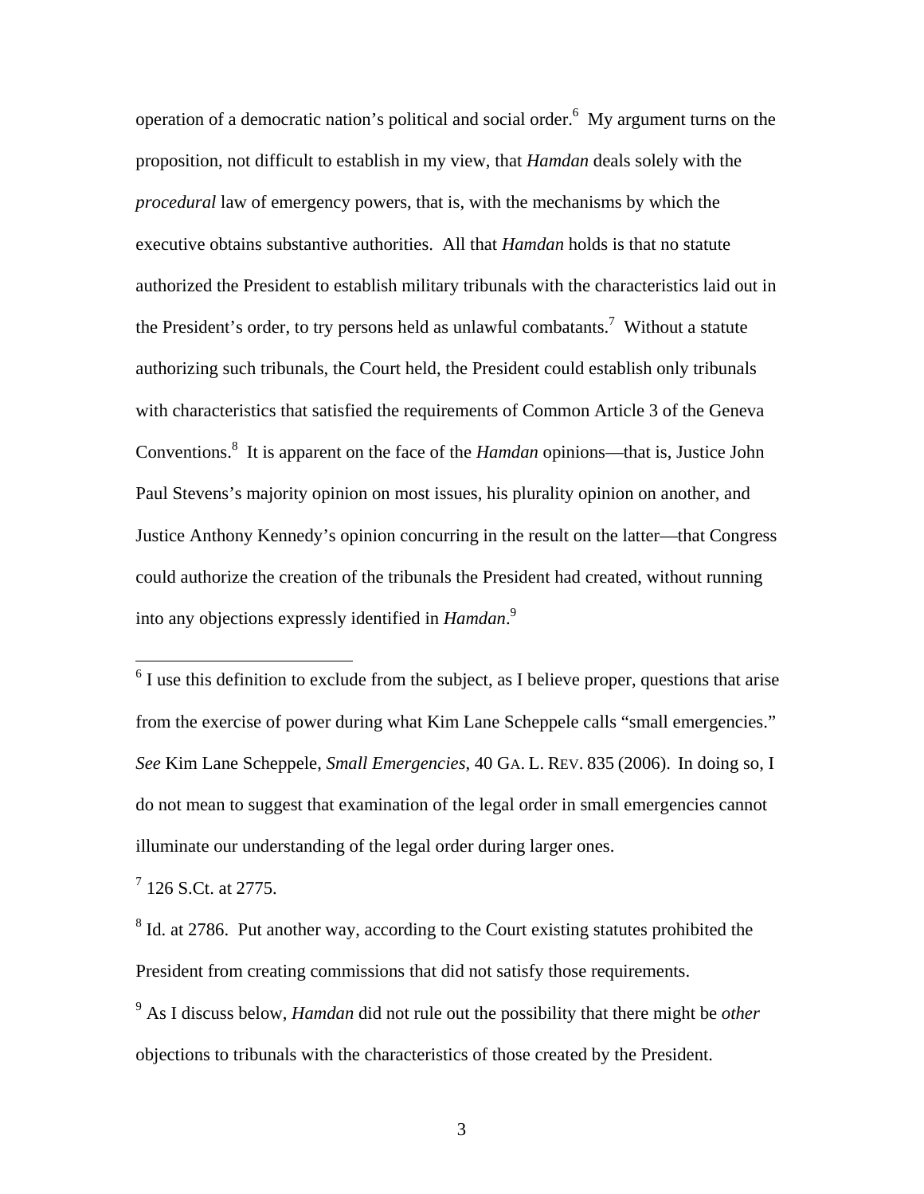operation of a democratic nation's political and social order.[6] My argument turns on the proposition, not difficult to establish in my view, that *Hamdan* deals solely with the *procedural* law of emergency powers, that is, with the mechanisms by which the executive obtains substantive authorities. All that *Hamdan* holds is that no statute authorized the President to establish military tribunals with the characteristics laid out in the President's order, to try persons held as unlawful combatants.[7] Without a statute authorizing such tribunals, the Court held, the President could establish only tribunals with characteristics that satisfied the requirements of Common Article 3 of the Geneva Conventions.[8] It is apparent on the face of the *Hamdan* opinions—that is, Justice John Paul Stevens's majority opinion on most issues, his plurality opinion on another, and Justice Anthony Kennedy's opinion concurring in the result on the latter—that Congress could authorize the creation of the tribunals the President had created, without running into any objections expressly identified in *Hamdan*.[9]

---

[6] I use this definition to exclude from the subject, as I believe proper, questions that arise from the exercise of power during what Kim Lane Scheppele calls "small emergencies." *See* Kim Lane Scheppele, *Small Emergencies*, 40 GA. L. REV. 835 (2006). In doing so, I do not mean to suggest that examination of the legal order in small emergencies cannot illuminate our understanding of the legal order during larger ones.

[7] 126 S.Ct. at 2775.

[8] Id. at 2786. Put another way, according to the Court existing statutes prohibited the President from creating commissions that did not satisfy those requirements.

[9] As I discuss below, *Hamdan* did not rule out the possibility that there might be *other* objections to tribunals with the characteristics of those created by the President.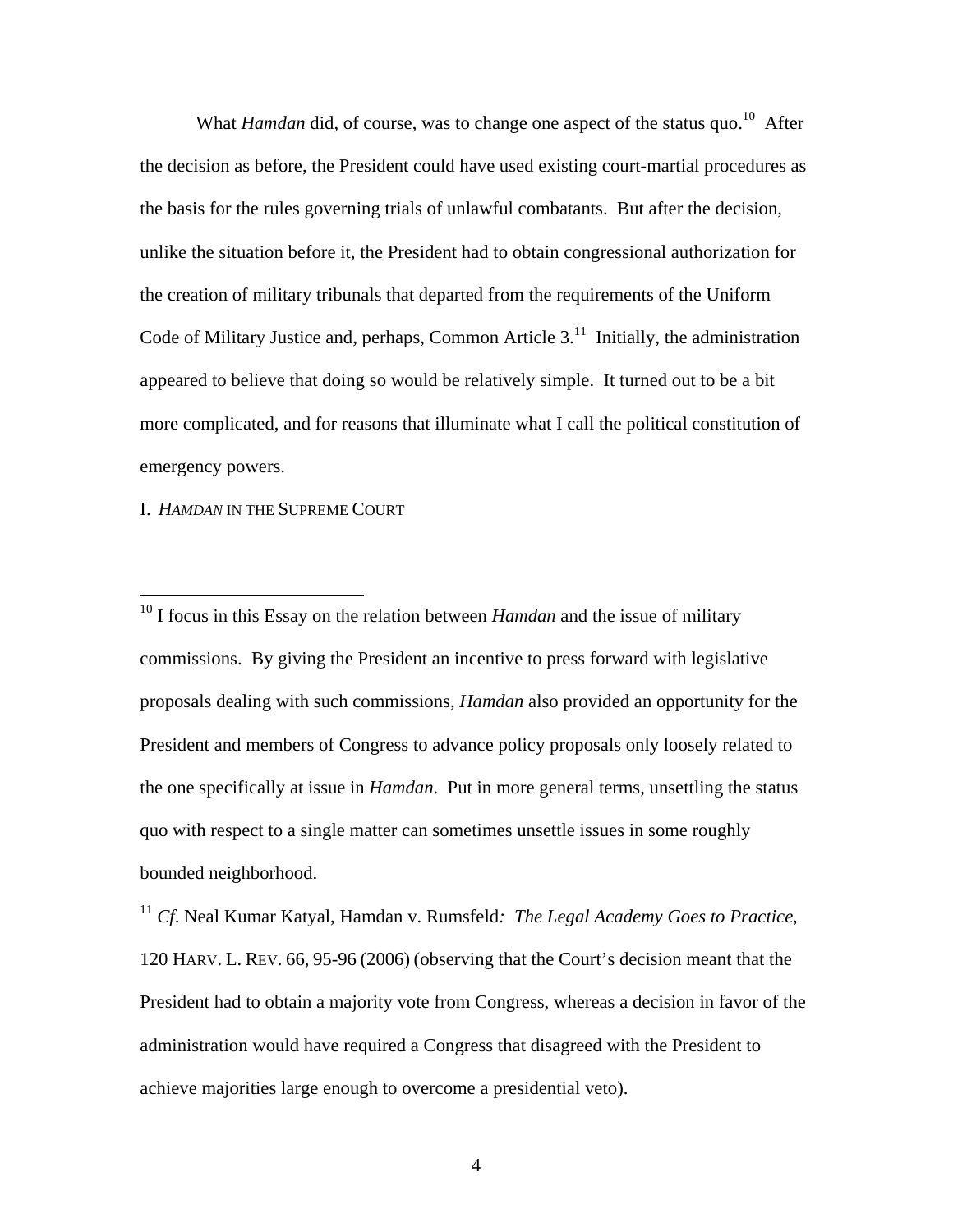What *Hamdan* did, of course, was to change one aspect of the status quo.[10] After the decision as before, the President could have used existing court-martial procedures as the basis for the rules governing trials of unlawful combatants. But after the decision, unlike the situation before it, the President had to obtain congressional authorization for the creation of military tribunals that departed from the requirements of the Uniform Code of Military Justice and, perhaps, Common Article 3.[11] Initially, the administration appeared to believe that doing so would be relatively simple. It turned out to be a bit more complicated, and for reasons that illuminate what I call the political constitution of emergency powers.

## I. *HAMDAN* IN THE SUPREME COURT

---

[10] I focus in this Essay on the relation between *Hamdan* and the issue of military commissions. By giving the President an incentive to press forward with legislative proposals dealing with such commissions, *Hamdan* also provided an opportunity for the President and members of Congress to advance policy proposals only loosely related to the one specifically at issue in *Hamdan*. Put in more general terms, unsettling the status quo with respect to a single matter can sometimes unsettle issues in some roughly bounded neighborhood.

[11] *Cf*. Neal Kumar Katyal, Hamdan v. Rumsfeld*: The Legal Academy Goes to Practice*, 120 HARV. L. REV. 66, 95-96 (2006) (observing that the Court's decision meant that the President had to obtain a majority vote from Congress, whereas a decision in favor of the administration would have required a Congress that disagreed with the President to achieve majorities large enough to overcome a presidential veto).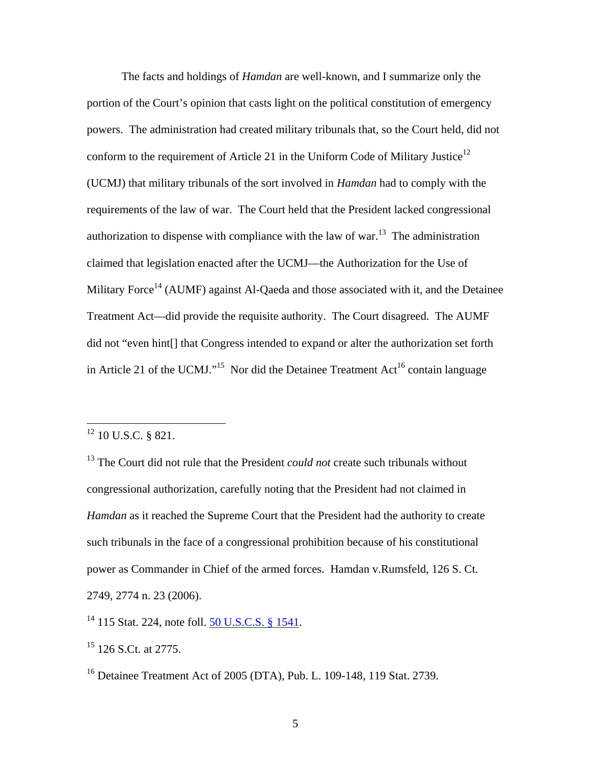The facts and holdings of *Hamdan* are well-known, and I summarize only the portion of the Court's opinion that casts light on the political constitution of emergency powers. The administration had created military tribunals that, so the Court held, did not conform to the requirement of Article 21 in the Uniform Code of Military Justice[12] (UCMJ) that military tribunals of the sort involved in *Hamdan* had to comply with the requirements of the law of war. The Court held that the President lacked congressional authorization to dispense with compliance with the law of war.[13] The administration claimed that legislation enacted after the UCMJ—the Authorization for the Use of Military Force[14] (AUMF) against Al-Qaeda and those associated with it, and the Detainee Treatment Act—did provide the requisite authority. The Court disagreed. The AUMF did not "even hint[] that Congress intended to expand or alter the authorization set forth in Article 21 of the UCMJ."[15] Nor did the Detainee Treatment Act[16] contain language

---

[12] 10 U.S.C. § 821.

[13] The Court did not rule that the President *could not* create such tribunals without congressional authorization, carefully noting that the President had not claimed in *Hamdan* as it reached the Supreme Court that the President had the authority to create such tribunals in the face of a congressional prohibition because of his constitutional power as Commander in Chief of the armed forces. Hamdan v.Rumsfeld, 126 S. Ct. 2749, 2774 n. 23 (2006).

[14] 115 Stat. 224, note foll. 50 U.S.C.S. § 1541.

[15] 126 S.Ct. at 2775.

[16] Detainee Treatment Act of 2005 (DTA), Pub. L. 109-148, 119 Stat. 2739.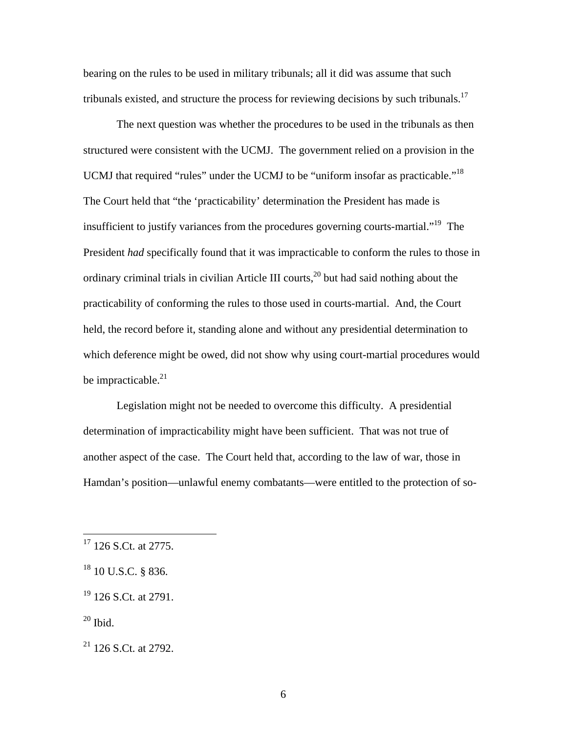bearing on the rules to be used in military tribunals; all it did was assume that such tribunals existed, and structure the process for reviewing decisions by such tribunals.[17]

The next question was whether the procedures to be used in the tribunals as then structured were consistent with the UCMJ. The government relied on a provision in the UCMJ that required "rules" under the UCMJ to be "uniform insofar as practicable."[18] The Court held that "the 'practicability' determination the President has made is insufficient to justify variances from the procedures governing courts-martial."[19] The President *had* specifically found that it was impracticable to conform the rules to those in ordinary criminal trials in civilian Article III courts,[20] but had said nothing about the practicability of conforming the rules to those used in courts-martial. And, the Court held, the record before it, standing alone and without any presidential determination to which deference might be owed, did not show why using court-martial procedures would be impracticable.[21]

Legislation might not be needed to overcome this difficulty. A presidential determination of impracticability might have been sufficient. That was not true of another aspect of the case. The Court held that, according to the law of war, those in Hamdan's position—unlawful enemy combatants—were entitled to the protection of so-

---

[17] 126 S.Ct. at 2775.

[18] 10 U.S.C. § 836.

[19] 126 S.Ct. at 2791.

[20] Ibid.

[21] 126 S.Ct. at 2792.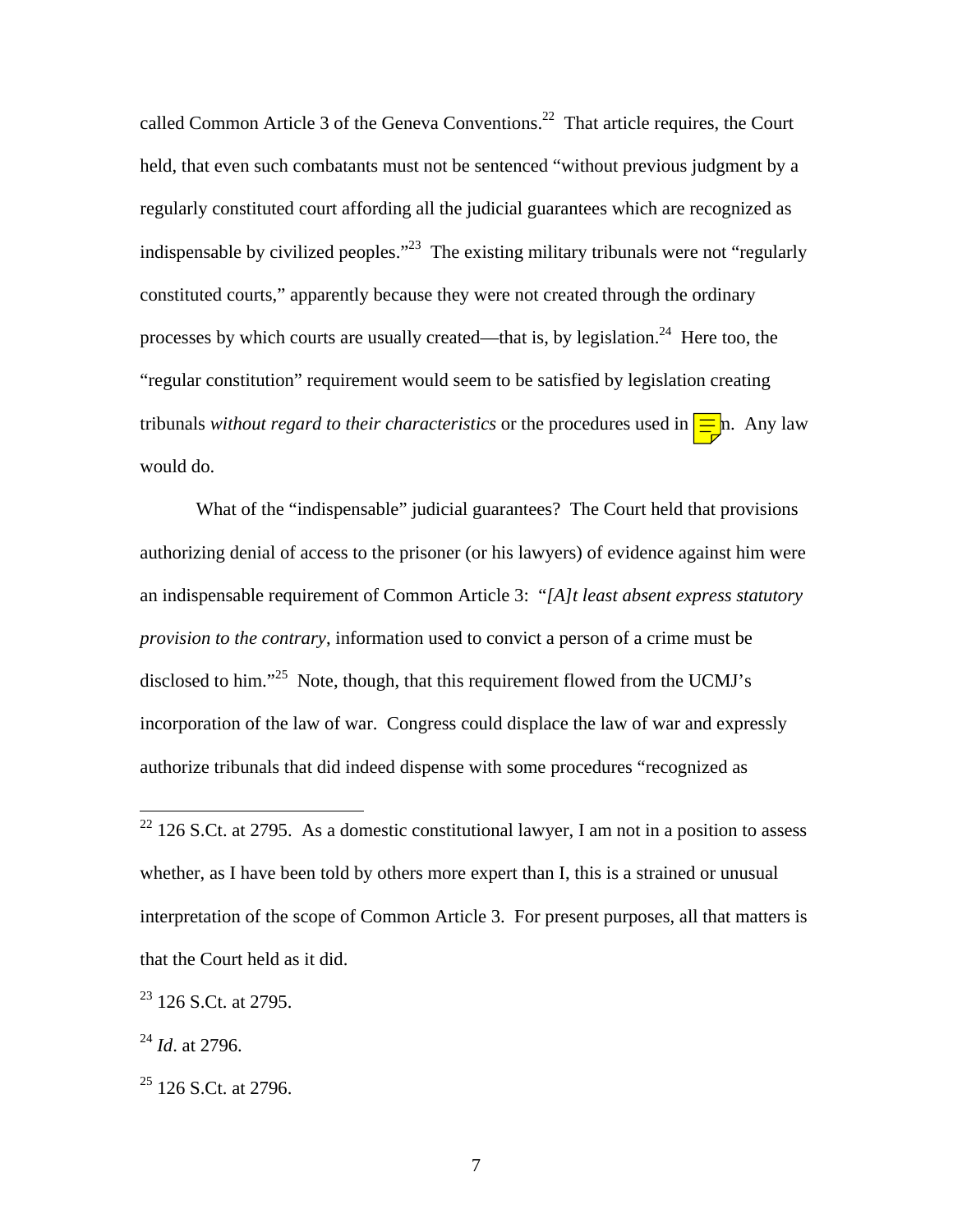called Common Article 3 of the Geneva Conventions.[22] That article requires, the Court held, that even such combatants must not be sentenced "without previous judgment by a regularly constituted court affording all the judicial guarantees which are recognized as indispensable by civilized peoples."[23] The existing military tribunals were not "regularly constituted courts," apparently because they were not created through the ordinary processes by which courts are usually created—that is, by legislation.[24] Here too, the "regular constitution" requirement would seem to be satisfied by legislation creating tribunals *without regard to their characteristics* or the procedures used in them. Any law would do.

What of the "indispensable" judicial guarantees? The Court held that provisions authorizing denial of access to the prisoner (or his lawyers) of evidence against him were an indispensable requirement of Common Article 3: "*[A]t least absent express statutory provision to the contrary*, information used to convict a person of a crime must be disclosed to him."[25] Note, though, that this requirement flowed from the UCMJ's incorporation of the law of war. Congress could displace the law of war and expressly authorize tribunals that did indeed dispense with some procedures "recognized as

---

[22] 126 S.Ct. at 2795. As a domestic constitutional lawyer, I am not in a position to assess whether, as I have been told by others more expert than I, this is a strained or unusual interpretation of the scope of Common Article 3. For present purposes, all that matters is that the Court held as it did.

[23] 126 S.Ct. at 2795.

[24] *Id*. at 2796.

[25] 126 S.Ct. at 2796.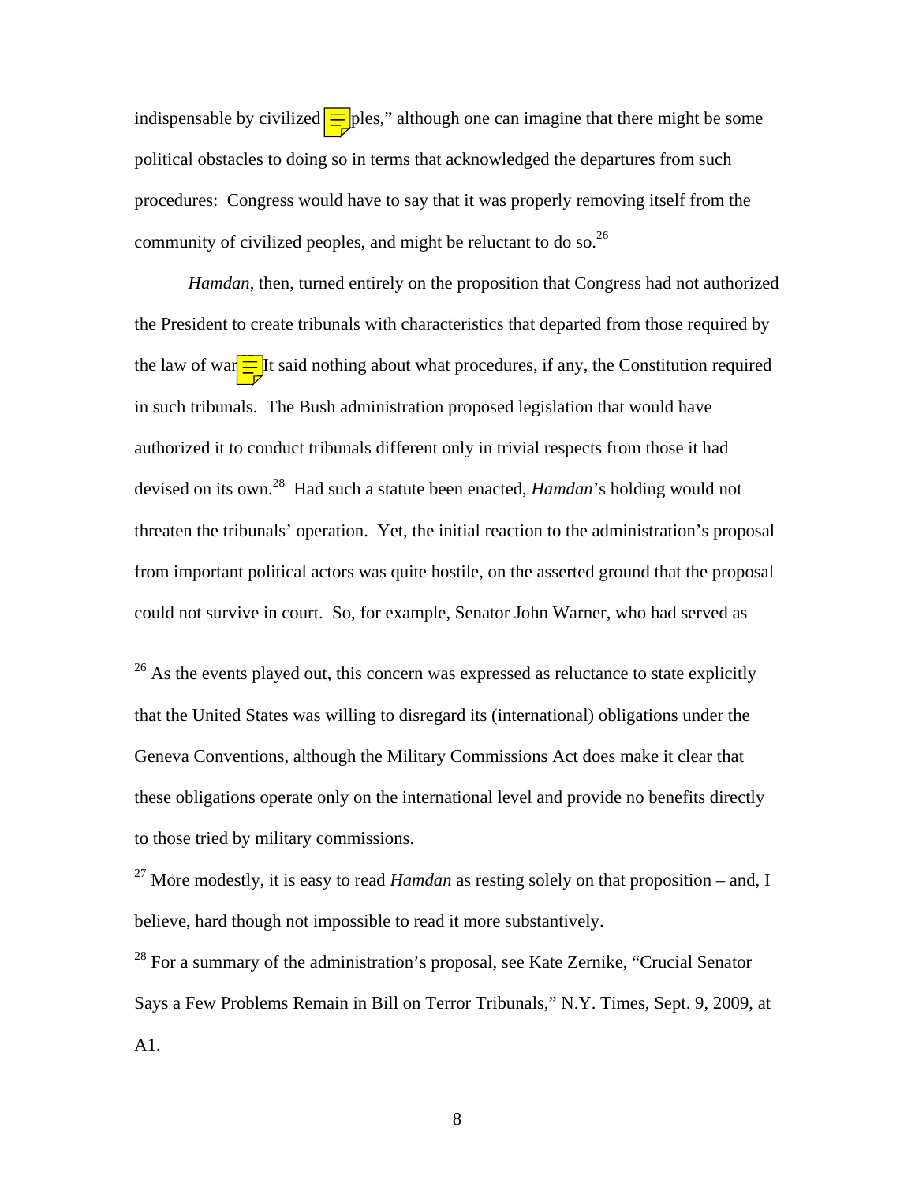indispensable by civilized peoples," although one can imagine that there might be some political obstacles to doing so in terms that acknowledged the departures from such procedures: Congress would have to say that it was properly removing itself from the community of civilized peoples, and might be reluctant to do so.[26]

*Hamdan*, then, turned entirely on the proposition that Congress had not authorized the President to create tribunals with characteristics that departed from those required by the law of war.[27] It said nothing about what procedures, if any, the Constitution required in such tribunals. The Bush administration proposed legislation that would have authorized it to conduct tribunals different only in trivial respects from those it had devised on its own.[28] Had such a statute been enacted, *Hamdan*'s holding would not threaten the tribunals' operation. Yet, the initial reaction to the administration's proposal from important political actors was quite hostile, on the asserted ground that the proposal could not survive in court. So, for example, Senator John Warner, who had served as

---

[26] As the events played out, this concern was expressed as reluctance to state explicitly that the United States was willing to disregard its (international) obligations under the Geneva Conventions, although the Military Commissions Act does make it clear that these obligations operate only on the international level and provide no benefits directly to those tried by military commissions.

[27] More modestly, it is easy to read *Hamdan* as resting solely on that proposition – and, I believe, hard though not impossible to read it more substantively.

[28] For a summary of the administration's proposal, see Kate Zernike, "Crucial Senator Says a Few Problems Remain in Bill on Terror Tribunals," N.Y. Times, Sept. 9, 2009, at A1.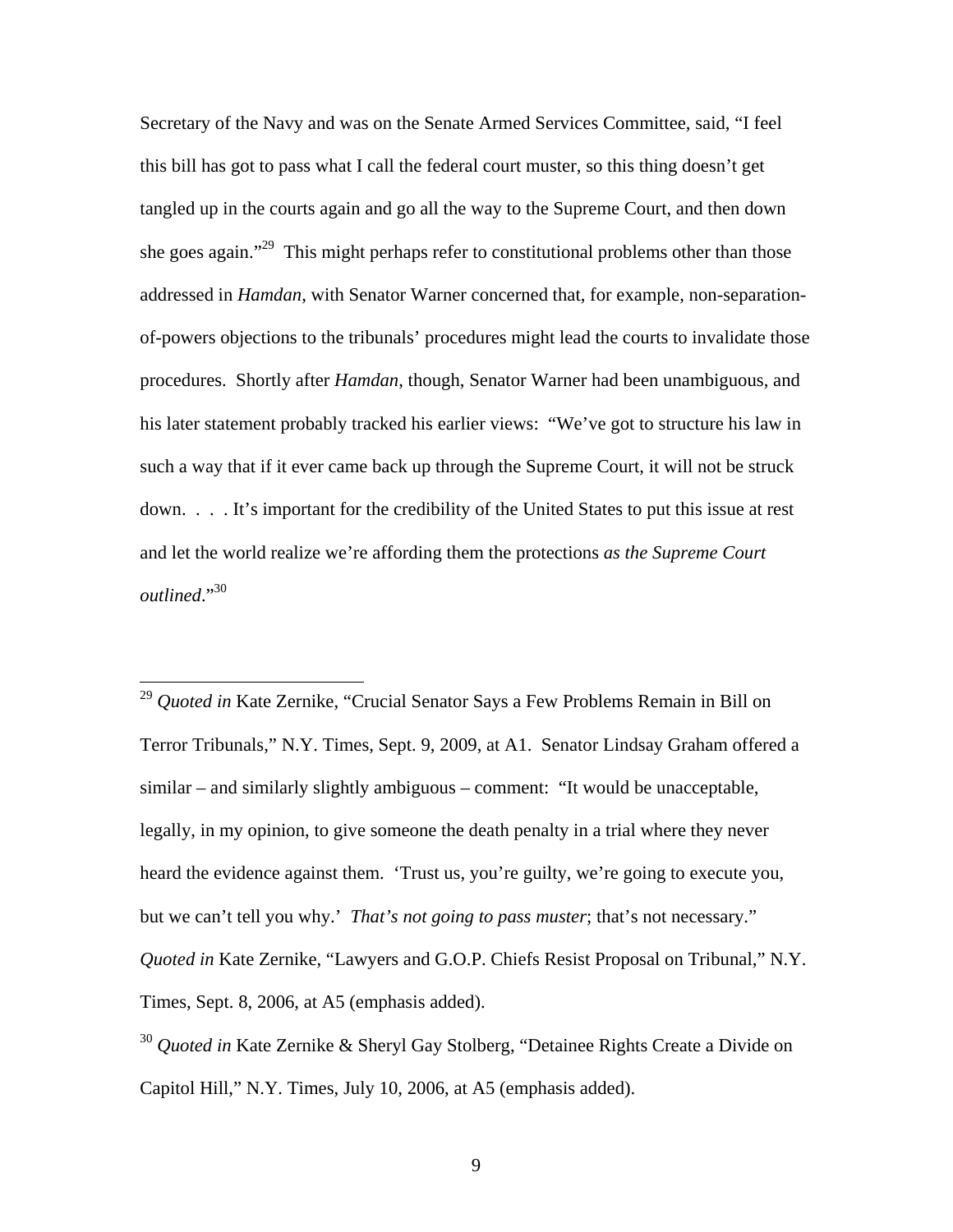Secretary of the Navy and was on the Senate Armed Services Committee, said, "I feel this bill has got to pass what I call the federal court muster, so this thing doesn't get tangled up in the courts again and go all the way to the Supreme Court, and then down she goes again."[29] This might perhaps refer to constitutional problems other than those addressed in *Hamdan*, with Senator Warner concerned that, for example, non-separation-of-powers objections to the tribunals' procedures might lead the courts to invalidate those procedures. Shortly after *Hamdan*, though, Senator Warner had been unambiguous, and his later statement probably tracked his earlier views: "We've got to structure his law in such a way that if it ever came back up through the Supreme Court, it will not be struck down. . . . It's important for the credibility of the United States to put this issue at rest and let the world realize we're affording them the protections *as the Supreme Court outlined*."[30]

---

[29] *Quoted in* Kate Zernike, "Crucial Senator Says a Few Problems Remain in Bill on Terror Tribunals," N.Y. Times, Sept. 9, 2009, at A1. Senator Lindsay Graham offered a similar – and similarly slightly ambiguous – comment: "It would be unacceptable, legally, in my opinion, to give someone the death penalty in a trial where they never heard the evidence against them. 'Trust us, you're guilty, we're going to execute you, but we can't tell you why.' *That's not going to pass muster*; that's not necessary." *Quoted in* Kate Zernike, "Lawyers and G.O.P. Chiefs Resist Proposal on Tribunal," N.Y. Times, Sept. 8, 2006, at A5 (emphasis added).

[30] *Quoted in* Kate Zernike & Sheryl Gay Stolberg, "Detainee Rights Create a Divide on Capitol Hill," N.Y. Times, July 10, 2006, at A5 (emphasis added).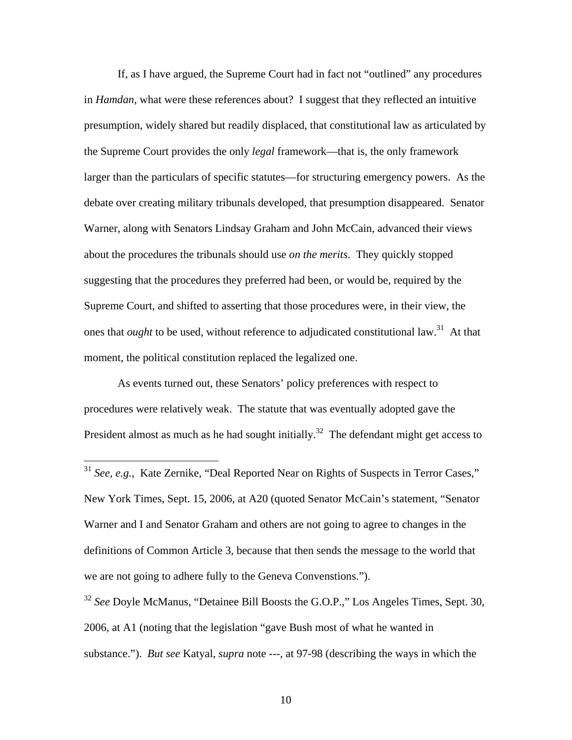If, as I have argued, the Supreme Court had in fact not "outlined" any procedures in *Hamdan*, what were these references about? I suggest that they reflected an intuitive presumption, widely shared but readily displaced, that constitutional law as articulated by the Supreme Court provides the only *legal* framework—that is, the only framework larger than the particulars of specific statutes—for structuring emergency powers. As the debate over creating military tribunals developed, that presumption disappeared. Senator Warner, along with Senators Lindsay Graham and John McCain, advanced their views about the procedures the tribunals should use *on the merits*. They quickly stopped suggesting that the procedures they preferred had been, or would be, required by the Supreme Court, and shifted to asserting that those procedures were, in their view, the ones that *ought* to be used, without reference to adjudicated constitutional law.[31] At that moment, the political constitution replaced the legalized one.

As events turned out, these Senators' policy preferences with respect to procedures were relatively weak. The statute that was eventually adopted gave the President almost as much as he had sought initially.[32] The defendant might get access to

---

[31] *See, e.g.*, Kate Zernike, "Deal Reported Near on Rights of Suspects in Terror Cases," New York Times, Sept. 15, 2006, at A20 (quoted Senator McCain's statement, "Senator Warner and I and Senator Graham and others are not going to agree to changes in the definitions of Common Article 3, because that then sends the message to the world that we are not going to adhere fully to the Geneva Convenstions.").

[32] *See* Doyle McManus, "Detainee Bill Boosts the G.O.P.," Los Angeles Times, Sept. 30, 2006, at A1 (noting that the legislation "gave Bush most of what he wanted in substance."). *But see* Katyal, *supra* note ---, at 97-98 (describing the ways in which the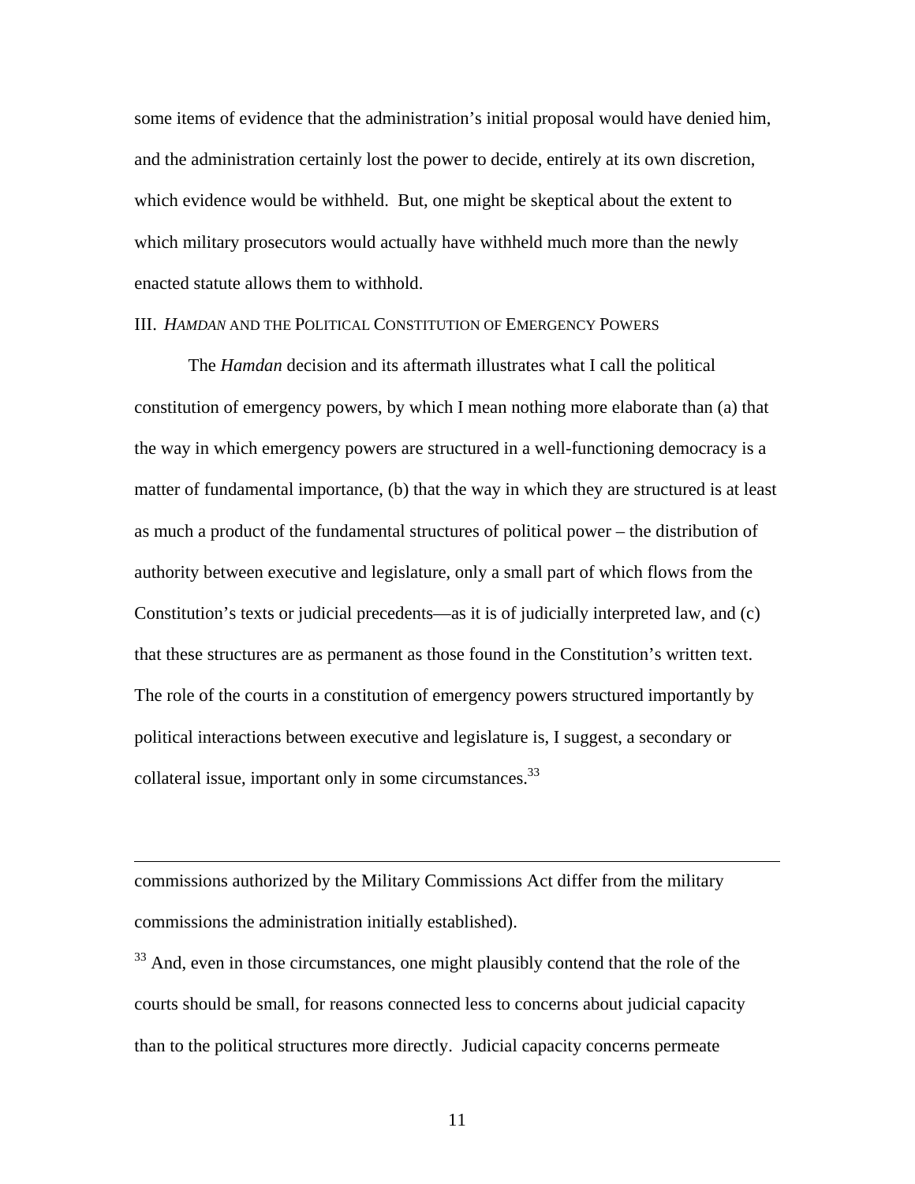some items of evidence that the administration's initial proposal would have denied him, and the administration certainly lost the power to decide, entirely at its own discretion, which evidence would be withheld. But, one might be skeptical about the extent to which military prosecutors would actually have withheld much more than the newly enacted statute allows them to withhold.

## III. *HAMDAN* AND THE POLITICAL CONSTITUTION OF EMERGENCY POWERS

The *Hamdan* decision and its aftermath illustrates what I call the political constitution of emergency powers, by which I mean nothing more elaborate than (a) that the way in which emergency powers are structured in a well-functioning democracy is a matter of fundamental importance, (b) that the way in which they are structured is at least as much a product of the fundamental structures of political power – the distribution of authority between executive and legislature, only a small part of which flows from the Constitution's texts or judicial precedents—as it is of judicially interpreted law, and (c) that these structures are as permanent as those found in the Constitution's written text. The role of the courts in a constitution of emergency powers structured importantly by political interactions between executive and legislature is, I suggest, a secondary or collateral issue, important only in some circumstances.[33]

---

commissions authorized by the Military Commissions Act differ from the military commissions the administration initially established).

[33] And, even in those circumstances, one might plausibly contend that the role of the courts should be small, for reasons connected less to concerns about judicial capacity than to the political structures more directly. Judicial capacity concerns permeate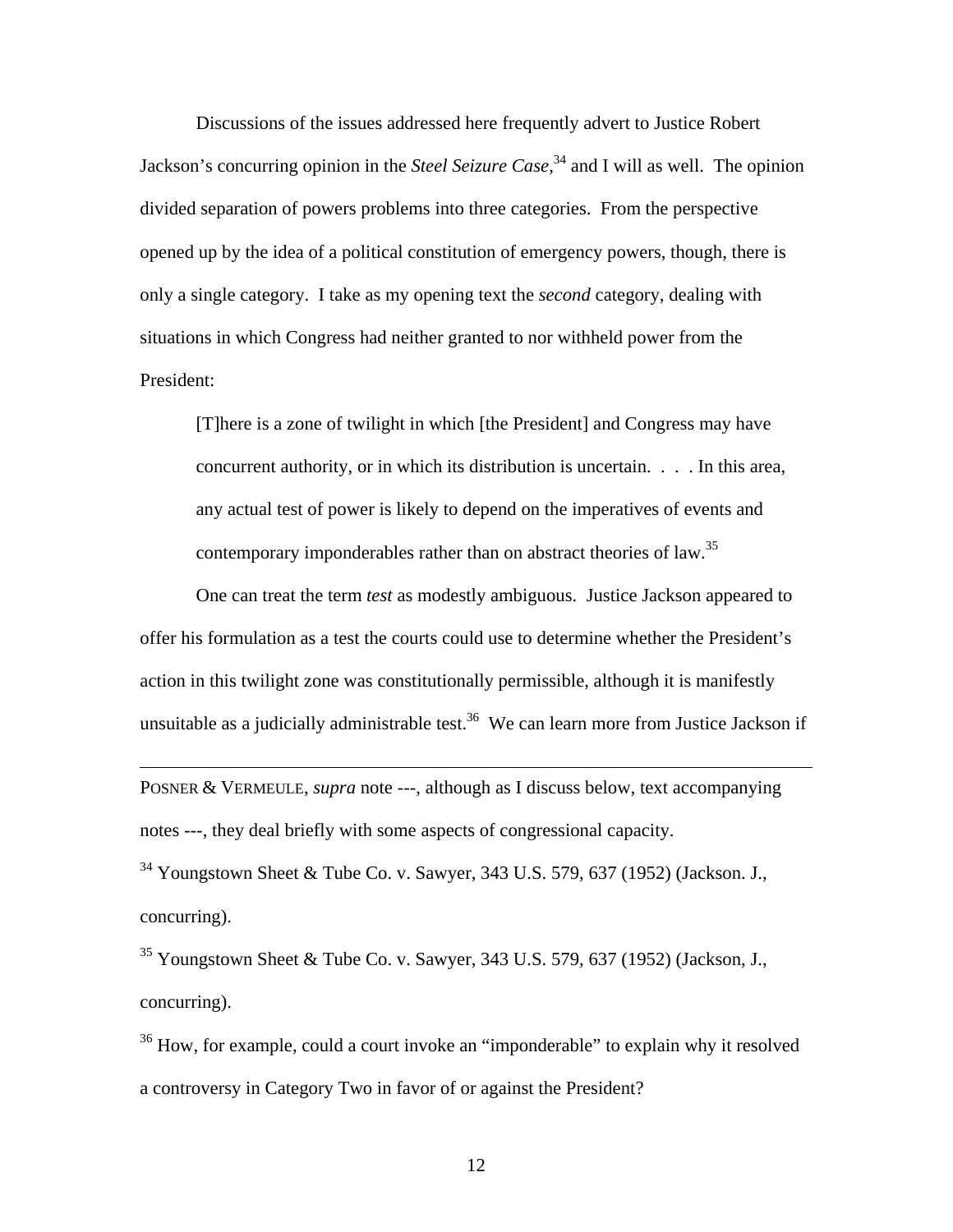Discussions of the issues addressed here frequently advert to Justice Robert Jackson's concurring opinion in the *Steel Seizure Case*,[34] and I will as well. The opinion divided separation of powers problems into three categories. From the perspective opened up by the idea of a political constitution of emergency powers, though, there is only a single category. I take as my opening text the *second* category, dealing with situations in which Congress had neither granted to nor withheld power from the President:

> [T]here is a zone of twilight in which [the President] and Congress may have concurrent authority, or in which its distribution is uncertain. . . . In this area, any actual test of power is likely to depend on the imperatives of events and contemporary imponderables rather than on abstract theories of law.[35]

One can treat the term *test* as modestly ambiguous. Justice Jackson appeared to offer his formulation as a test the courts could use to determine whether the President's action in this twilight zone was constitutionally permissible, although it is manifestly unsuitable as a judicially administrable test.[36] We can learn more from Justice Jackson if

---

POSNER & VERMEULE, *supra* note ---, although as I discuss below, text accompanying notes ---, they deal briefly with some aspects of congressional capacity.

[34] Youngstown Sheet & Tube Co. v. Sawyer, 343 U.S. 579, 637 (1952) (Jackson. J., concurring).

[35] Youngstown Sheet & Tube Co. v. Sawyer, 343 U.S. 579, 637 (1952) (Jackson, J., concurring).

[36] How, for example, could a court invoke an "imponderable" to explain why it resolved a controversy in Category Two in favor of or against the President?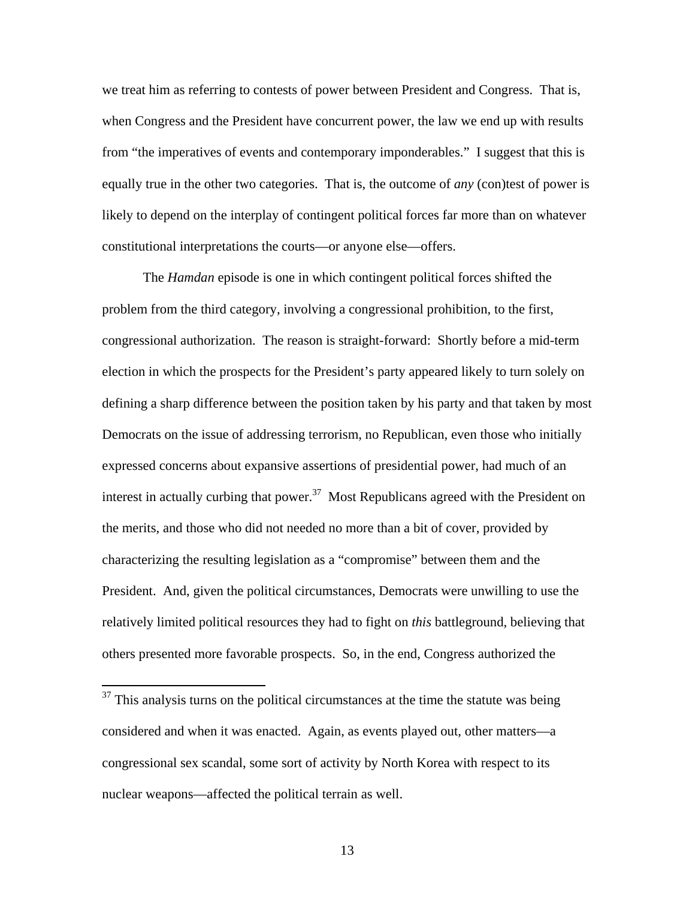we treat him as referring to contests of power between President and Congress. That is, when Congress and the President have concurrent power, the law we end up with results from "the imperatives of events and contemporary imponderables." I suggest that this is equally true in the other two categories. That is, the outcome of *any* (con)test of power is likely to depend on the interplay of contingent political forces far more than on whatever constitutional interpretations the courts—or anyone else—offers.

The *Hamdan* episode is one in which contingent political forces shifted the problem from the third category, involving a congressional prohibition, to the first, congressional authorization. The reason is straight-forward: Shortly before a mid-term election in which the prospects for the President's party appeared likely to turn solely on defining a sharp difference between the position taken by his party and that taken by most Democrats on the issue of addressing terrorism, no Republican, even those who initially expressed concerns about expansive assertions of presidential power, had much of an interest in actually curbing that power.[37] Most Republicans agreed with the President on the merits, and those who did not needed no more than a bit of cover, provided by characterizing the resulting legislation as a "compromise" between them and the President. And, given the political circumstances, Democrats were unwilling to use the relatively limited political resources they had to fight on *this* battleground, believing that others presented more favorable prospects. So, in the end, Congress authorized the

[37] This analysis turns on the political circumstances at the time the statute was being considered and when it was enacted. Again, as events played out, other matters—a congressional sex scandal, some sort of activity by North Korea with respect to its nuclear weapons—affected the political terrain as well.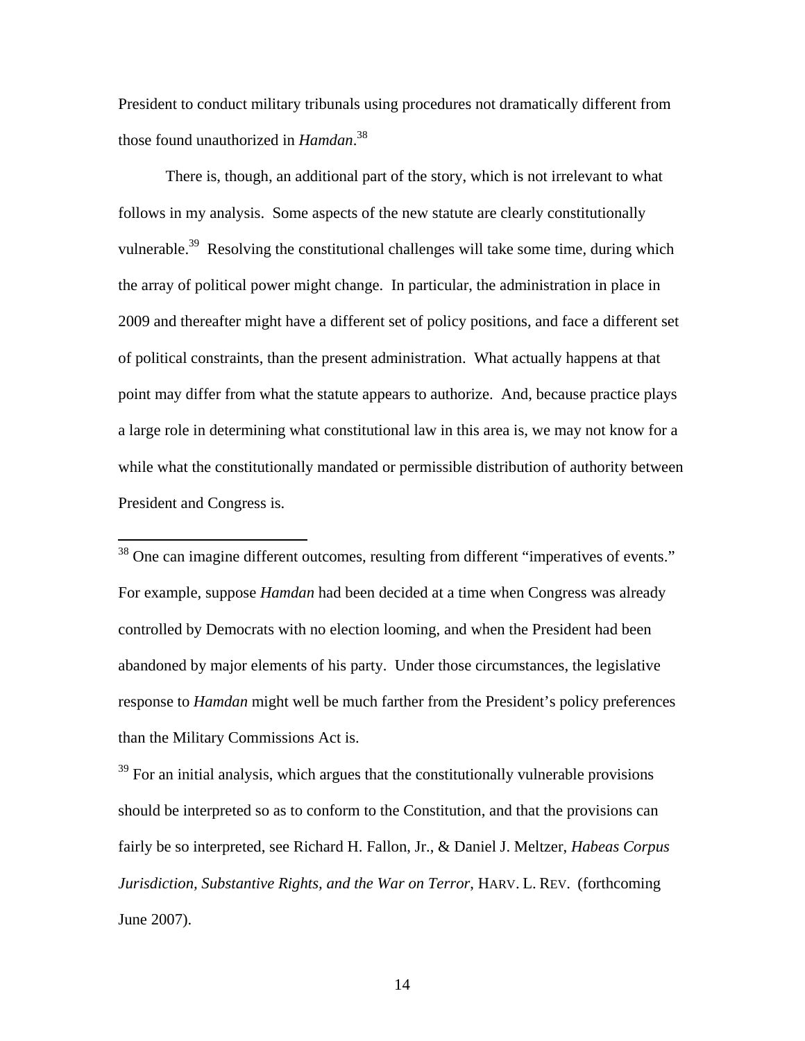President to conduct military tribunals using procedures not dramatically different from those found unauthorized in *Hamdan*.[38]

There is, though, an additional part of the story, which is not irrelevant to what follows in my analysis. Some aspects of the new statute are clearly constitutionally vulnerable.[39] Resolving the constitutional challenges will take some time, during which the array of political power might change. In particular, the administration in place in 2009 and thereafter might have a different set of policy positions, and face a different set of political constraints, than the present administration. What actually happens at that point may differ from what the statute appears to authorize. And, because practice plays a large role in determining what constitutional law in this area is, we may not know for a while what the constitutionally mandated or permissible distribution of authority between President and Congress is.

---

[38] One can imagine different outcomes, resulting from different "imperatives of events." For example, suppose *Hamdan* had been decided at a time when Congress was already controlled by Democrats with no election looming, and when the President had been abandoned by major elements of his party. Under those circumstances, the legislative response to *Hamdan* might well be much farther from the President's policy preferences than the Military Commissions Act is.

[39] For an initial analysis, which argues that the constitutionally vulnerable provisions should be interpreted so as to conform to the Constitution, and that the provisions can fairly be so interpreted, see Richard H. Fallon, Jr., & Daniel J. Meltzer, *Habeas Corpus Jurisdiction, Substantive Rights, and the War on Terror*, HARV. L. REV. (forthcoming June 2007).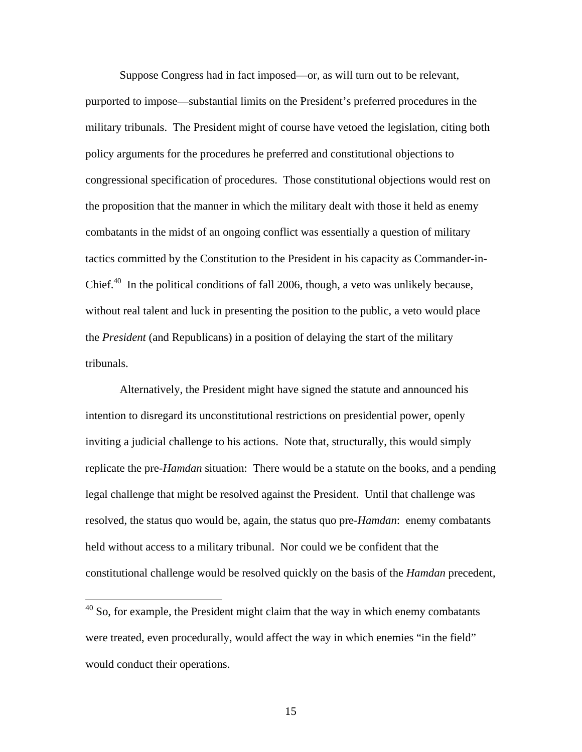Suppose Congress had in fact imposed—or, as will turn out to be relevant, purported to impose—substantial limits on the President's preferred procedures in the military tribunals. The President might of course have vetoed the legislation, citing both policy arguments for the procedures he preferred and constitutional objections to congressional specification of procedures. Those constitutional objections would rest on the proposition that the manner in which the military dealt with those it held as enemy combatants in the midst of an ongoing conflict was essentially a question of military tactics committed by the Constitution to the President in his capacity as Commander-in-Chief.[40] In the political conditions of fall 2006, though, a veto was unlikely because, without real talent and luck in presenting the position to the public, a veto would place the *President* (and Republicans) in a position of delaying the start of the military tribunals.

Alternatively, the President might have signed the statute and announced his intention to disregard its unconstitutional restrictions on presidential power, openly inviting a judicial challenge to his actions. Note that, structurally, this would simply replicate the pre-*Hamdan* situation: There would be a statute on the books, and a pending legal challenge that might be resolved against the President. Until that challenge was resolved, the status quo would be, again, the status quo pre-*Hamdan*: enemy combatants held without access to a military tribunal. Nor could we be confident that the constitutional challenge would be resolved quickly on the basis of the *Hamdan* precedent,

[40] So, for example, the President might claim that the way in which enemy combatants were treated, even procedurally, would affect the way in which enemies "in the field" would conduct their operations.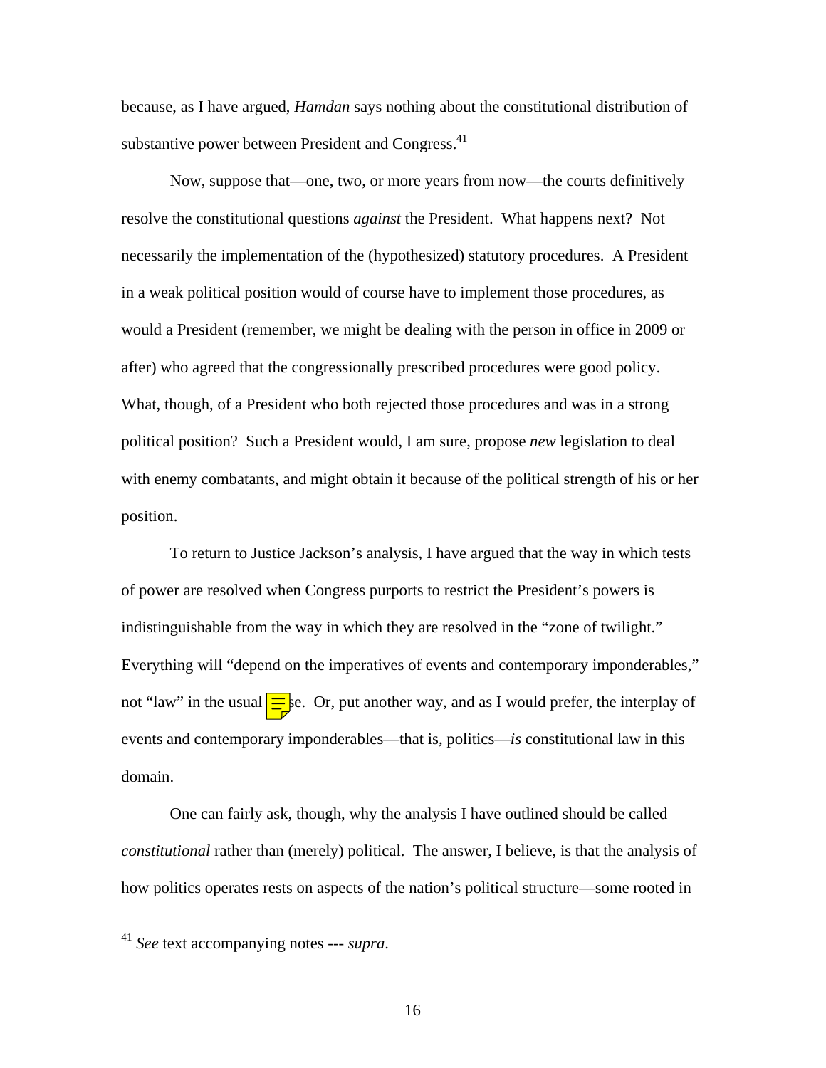because, as I have argued, *Hamdan* says nothing about the constitutional distribution of substantive power between President and Congress.[41]

Now, suppose that—one, two, or more years from now—the courts definitively resolve the constitutional questions *against* the President. What happens next? Not necessarily the implementation of the (hypothesized) statutory procedures. A President in a weak political position would of course have to implement those procedures, as would a President (remember, we might be dealing with the person in office in 2009 or after) who agreed that the congressionally prescribed procedures were good policy. What, though, of a President who both rejected those procedures and was in a strong political position? Such a President would, I am sure, propose *new* legislation to deal with enemy combatants, and might obtain it because of the political strength of his or her position.

To return to Justice Jackson's analysis, I have argued that the way in which tests of power are resolved when Congress purports to restrict the President's powers is indistinguishable from the way in which they are resolved in the "zone of twilight." Everything will "depend on the imperatives of events and contemporary imponderables," not "law" in the usual sense. Or, put another way, and as I would prefer, the interplay of events and contemporary imponderables—that is, politics—*is* constitutional law in this domain.

One can fairly ask, though, why the analysis I have outlined should be called *constitutional* rather than (merely) political. The answer, I believe, is that the analysis of how politics operates rests on aspects of the nation's political structure—some rooted in

---

[41] *See* text accompanying notes --- *supra*.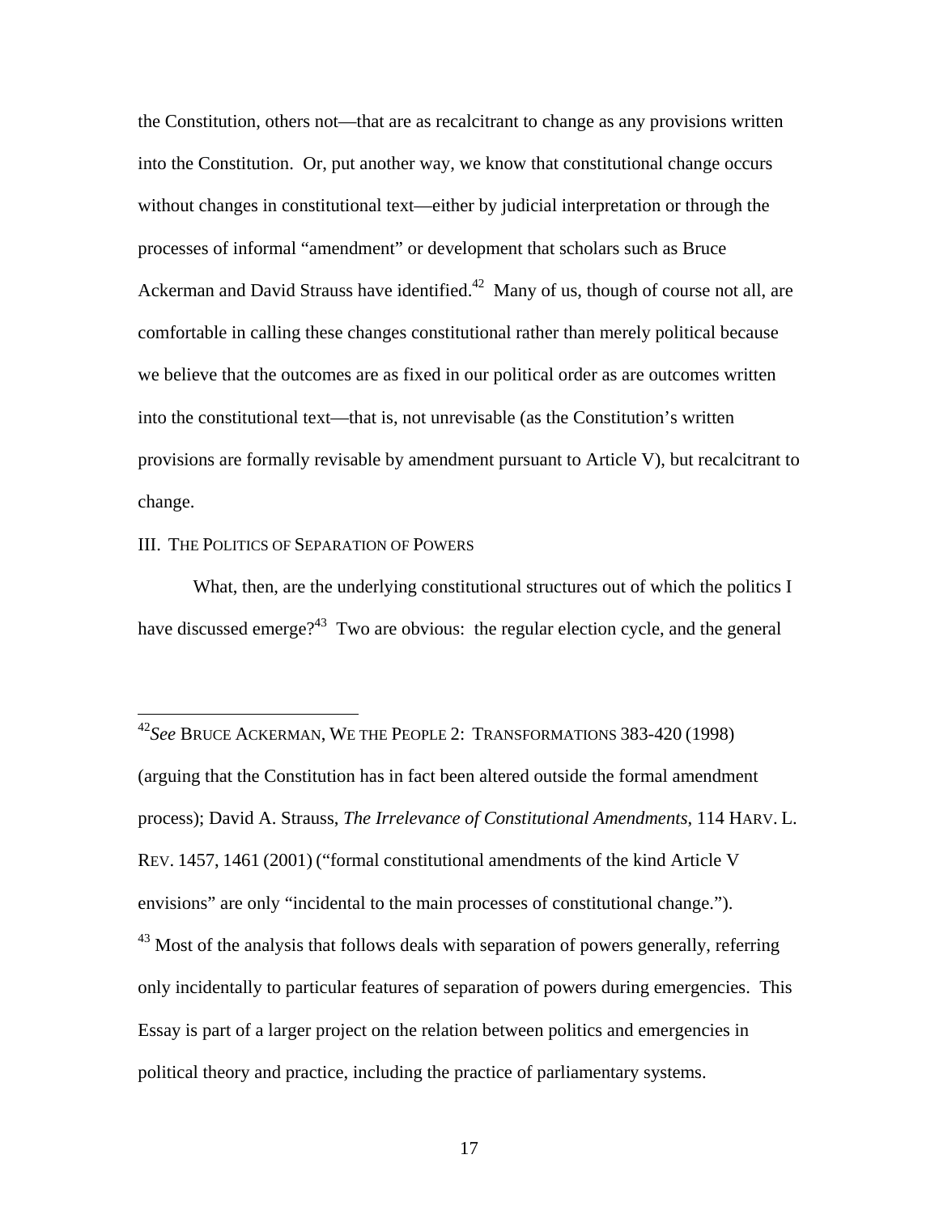the Constitution, others not—that are as recalcitrant to change as any provisions written into the Constitution. Or, put another way, we know that constitutional change occurs without changes in constitutional text—either by judicial interpretation or through the processes of informal "amendment" or development that scholars such as Bruce Ackerman and David Strauss have identified.[42] Many of us, though of course not all, are comfortable in calling these changes constitutional rather than merely political because we believe that the outcomes are as fixed in our political order as are outcomes written into the constitutional text—that is, not unrevisable (as the Constitution's written provisions are formally revisable by amendment pursuant to Article V), but recalcitrant to change.

## III. The Politics of Separation of Powers

What, then, are the underlying constitutional structures out of which the politics I have discussed emerge?[43] Two are obvious: the regular election cycle, and the general

---

[42]*See* Bruce Ackerman, We the People 2: Transformations 383-420 (1998) (arguing that the Constitution has in fact been altered outside the formal amendment process); David A. Strauss, *The Irrelevance of Constitutional Amendments*, 114 Harv. L. Rev. 1457, 1461 (2001) ("formal constitutional amendments of the kind Article V envisions" are only "incidental to the main processes of constitutional change.").

[43] Most of the analysis that follows deals with separation of powers generally, referring only incidentally to particular features of separation of powers during emergencies. This Essay is part of a larger project on the relation between politics and emergencies in political theory and practice, including the practice of parliamentary systems.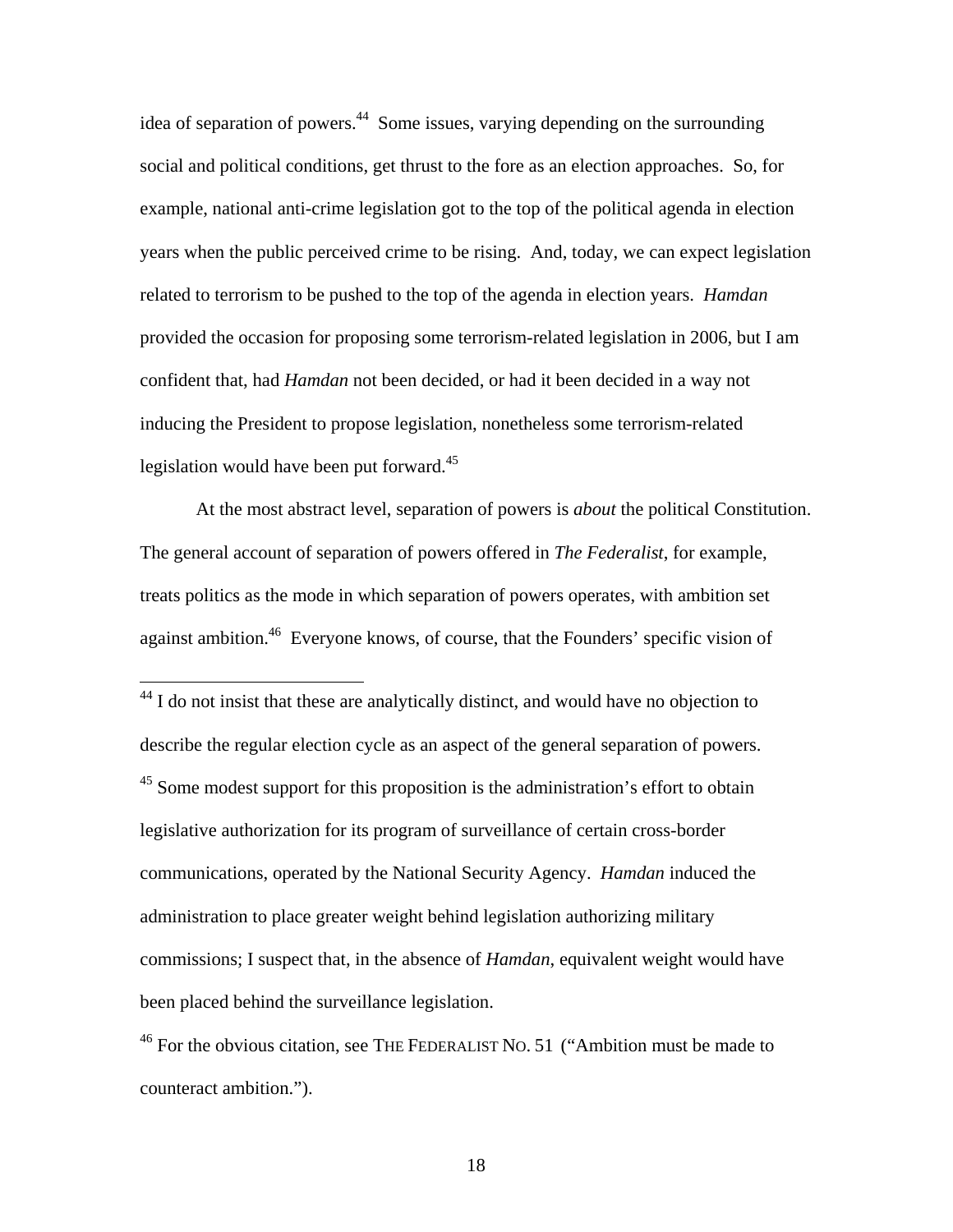idea of separation of powers.[44] Some issues, varying depending on the surrounding social and political conditions, get thrust to the fore as an election approaches. So, for example, national anti-crime legislation got to the top of the political agenda in election years when the public perceived crime to be rising. And, today, we can expect legislation related to terrorism to be pushed to the top of the agenda in election years. *Hamdan* provided the occasion for proposing some terrorism-related legislation in 2006, but I am confident that, had *Hamdan* not been decided, or had it been decided in a way not inducing the President to propose legislation, nonetheless some terrorism-related legislation would have been put forward.[45]

At the most abstract level, separation of powers is *about* the political Constitution. The general account of separation of powers offered in *The Federalist*, for example, treats politics as the mode in which separation of powers operates, with ambition set against ambition.[46] Everyone knows, of course, that the Founders' specific vision of

---

[44] I do not insist that these are analytically distinct, and would have no objection to describe the regular election cycle as an aspect of the general separation of powers.

[45] Some modest support for this proposition is the administration's effort to obtain legislative authorization for its program of surveillance of certain cross-border communications, operated by the National Security Agency. *Hamdan* induced the administration to place greater weight behind legislation authorizing military commissions; I suspect that, in the absence of *Hamdan*, equivalent weight would have been placed behind the surveillance legislation.

[46] For the obvious citation, see THE FEDERALIST NO. 51 ("Ambition must be made to counteract ambition.").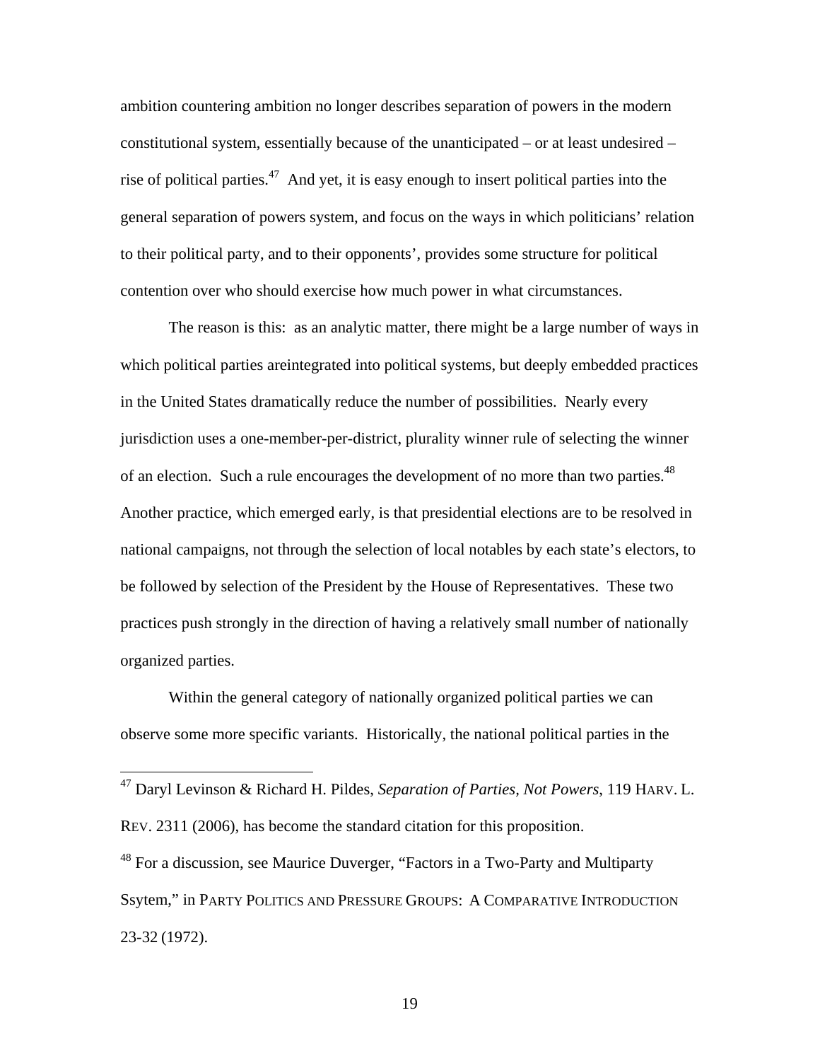ambition countering ambition no longer describes separation of powers in the modern constitutional system, essentially because of the unanticipated – or at least undesired – rise of political parties.[47] And yet, it is easy enough to insert political parties into the general separation of powers system, and focus on the ways in which politicians' relation to their political party, and to their opponents', provides some structure for political contention over who should exercise how much power in what circumstances.

The reason is this: as an analytic matter, there might be a large number of ways in which political parties areintegrated into political systems, but deeply embedded practices in the United States dramatically reduce the number of possibilities. Nearly every jurisdiction uses a one-member-per-district, plurality winner rule of selecting the winner of an election. Such a rule encourages the development of no more than two parties.[48] Another practice, which emerged early, is that presidential elections are to be resolved in national campaigns, not through the selection of local notables by each state's electors, to be followed by selection of the President by the House of Representatives. These two practices push strongly in the direction of having a relatively small number of nationally organized parties.

Within the general category of nationally organized political parties we can observe some more specific variants. Historically, the national political parties in the

---

[47] Daryl Levinson & Richard H. Pildes, *Separation of Parties, Not Powers*, 119 HARV. L. REV. 2311 (2006), has become the standard citation for this proposition.

[48] For a discussion, see Maurice Duverger, "Factors in a Two-Party and Multiparty Ssytem," in PARTY POLITICS AND PRESSURE GROUPS: A COMPARATIVE INTRODUCTION 23-32 (1972).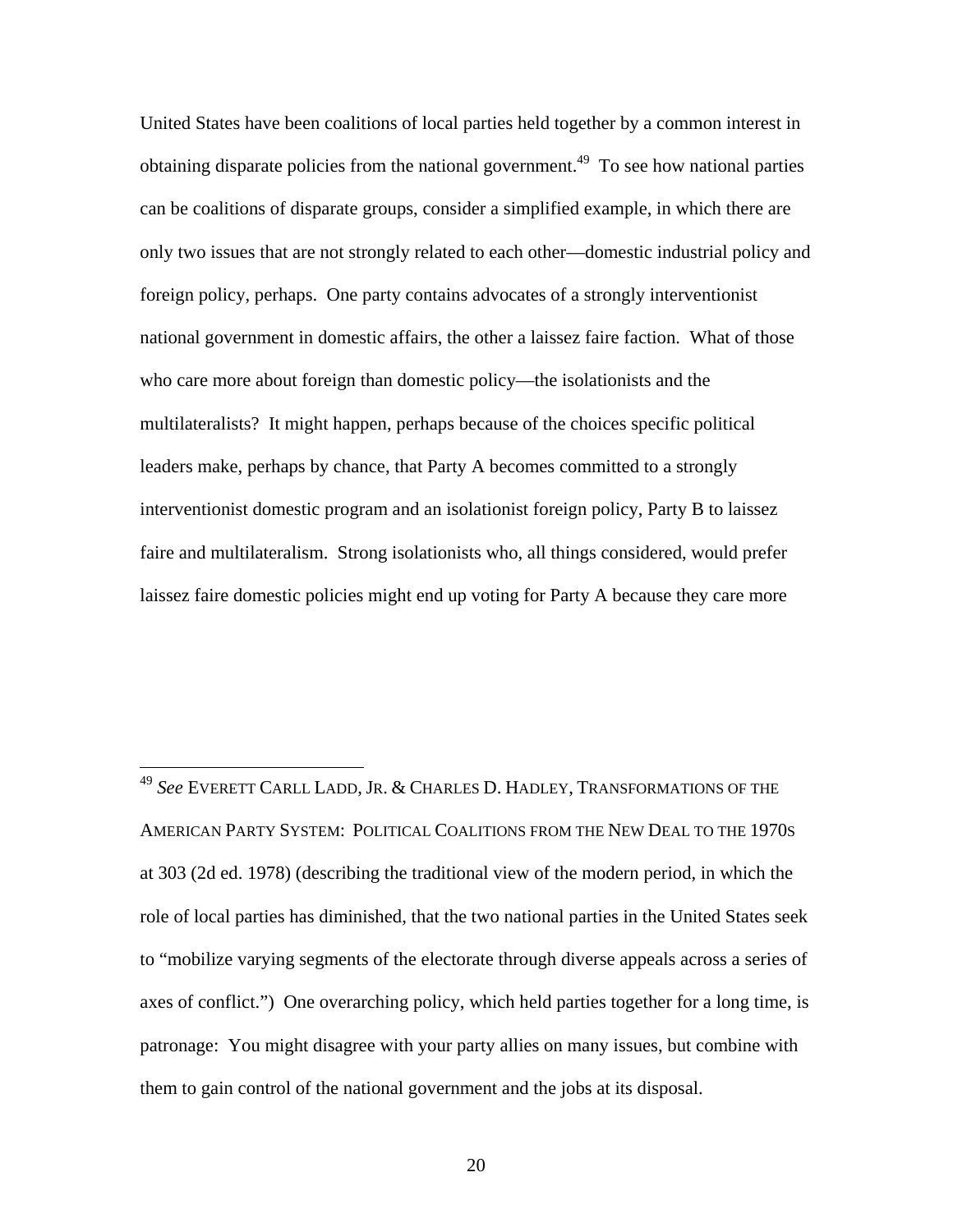United States have been coalitions of local parties held together by a common interest in obtaining disparate policies from the national government.[49] To see how national parties can be coalitions of disparate groups, consider a simplified example, in which there are only two issues that are not strongly related to each other—domestic industrial policy and foreign policy, perhaps. One party contains advocates of a strongly interventionist national government in domestic affairs, the other a laissez faire faction. What of those who care more about foreign than domestic policy—the isolationists and the multilateralists? It might happen, perhaps because of the choices specific political leaders make, perhaps by chance, that Party A becomes committed to a strongly interventionist domestic program and an isolationist foreign policy, Party B to laissez faire and multilateralism. Strong isolationists who, all things considered, would prefer laissez faire domestic policies might end up voting for Party A because they care more

---

[49] *See* EVERETT CARLL LADD, JR. & CHARLES D. HADLEY, TRANSFORMATIONS OF THE AMERICAN PARTY SYSTEM: POLITICAL COALITIONS FROM THE NEW DEAL TO THE 1970S at 303 (2d ed. 1978) (describing the traditional view of the modern period, in which the role of local parties has diminished, that the two national parties in the United States seek to "mobilize varying segments of the electorate through diverse appeals across a series of axes of conflict.") One overarching policy, which held parties together for a long time, is patronage: You might disagree with your party allies on many issues, but combine with them to gain control of the national government and the jobs at its disposal.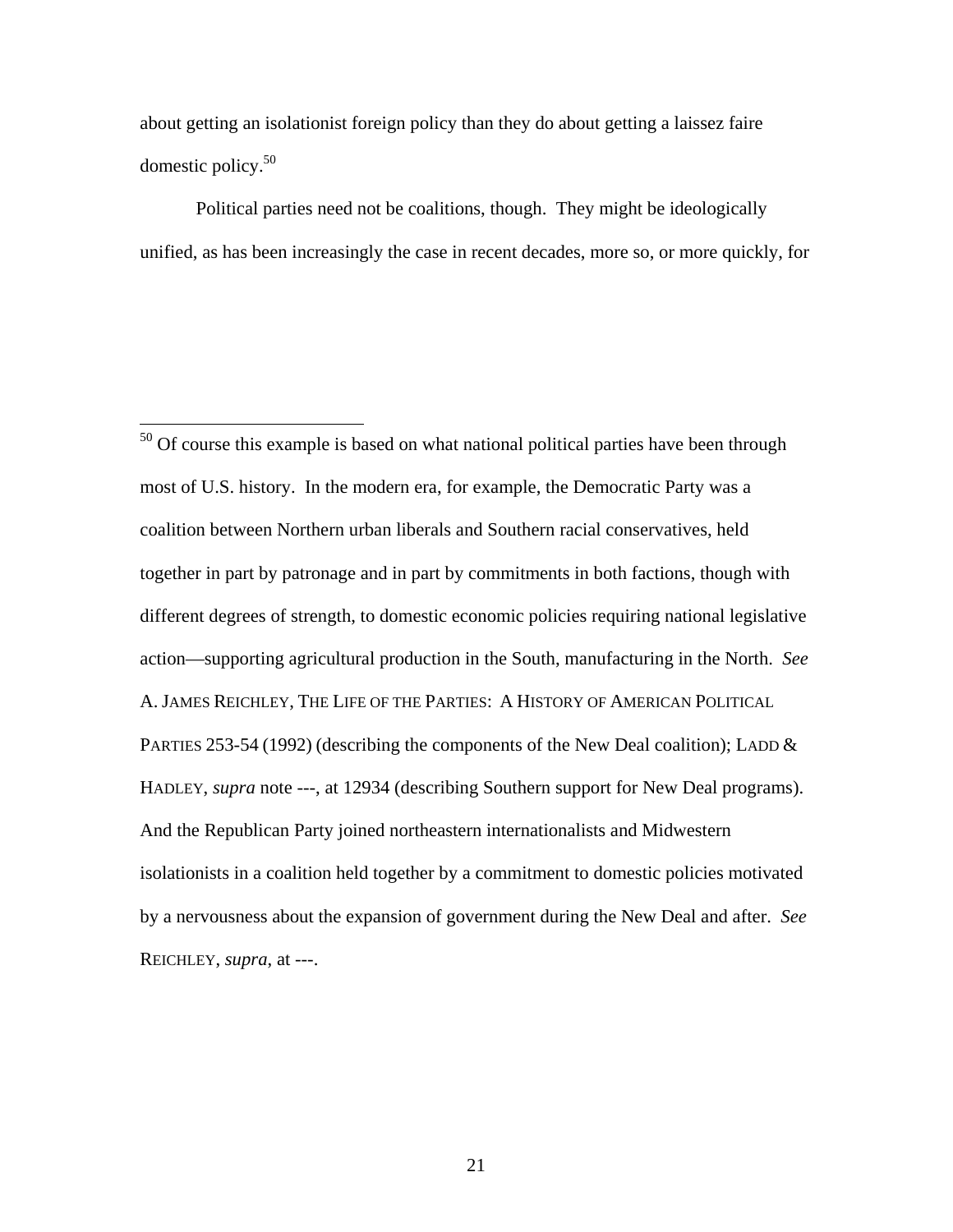about getting an isolationist foreign policy than they do about getting a laissez faire domestic policy.[50]

Political parties need not be coalitions, though. They might be ideologically unified, as has been increasingly the case in recent decades, more so, or more quickly, for

---

[50] Of course this example is based on what national political parties have been through most of U.S. history. In the modern era, for example, the Democratic Party was a coalition between Northern urban liberals and Southern racial conservatives, held together in part by patronage and in part by commitments in both factions, though with different degrees of strength, to domestic economic policies requiring national legislative action—supporting agricultural production in the South, manufacturing in the North. *See* A. JAMES REICHLEY, THE LIFE OF THE PARTIES: A HISTORY OF AMERICAN POLITICAL PARTIES 253-54 (1992) (describing the components of the New Deal coalition); LADD & HADLEY, *supra* note ---, at 12934 (describing Southern support for New Deal programs). And the Republican Party joined northeastern internationalists and Midwestern isolationists in a coalition held together by a commitment to domestic policies motivated by a nervousness about the expansion of government during the New Deal and after. *See* REICHLEY, *supra*, at ---.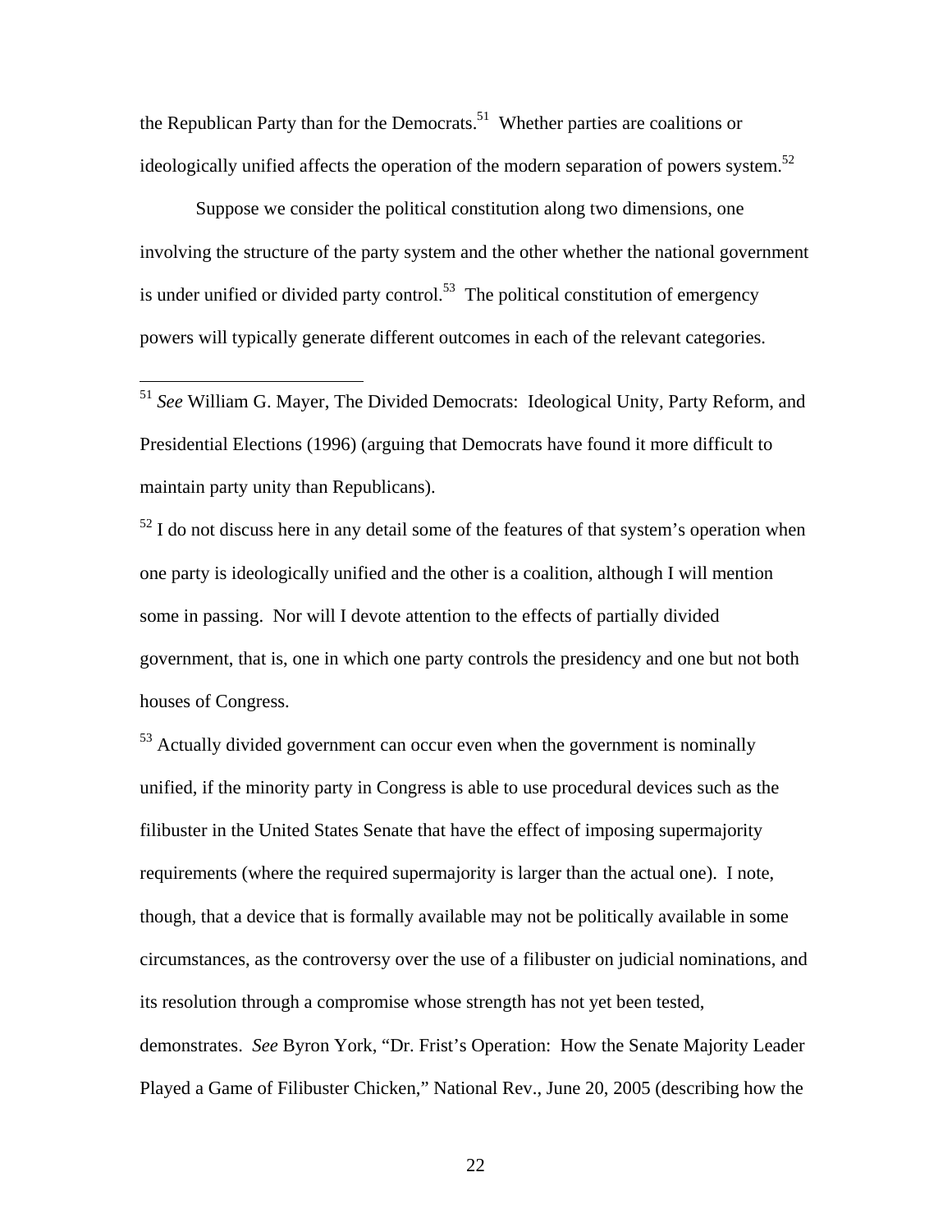the Republican Party than for the Democrats.[51] Whether parties are coalitions or ideologically unified affects the operation of the modern separation of powers system.[52]

Suppose we consider the political constitution along two dimensions, one involving the structure of the party system and the other whether the national government is under unified or divided party control.[53] The political constitution of emergency powers will typically generate different outcomes in each of the relevant categories.

---

[51] *See* William G. Mayer, The Divided Democrats: Ideological Unity, Party Reform, and Presidential Elections (1996) (arguing that Democrats have found it more difficult to maintain party unity than Republicans).

[52] I do not discuss here in any detail some of the features of that system's operation when one party is ideologically unified and the other is a coalition, although I will mention some in passing. Nor will I devote attention to the effects of partially divided government, that is, one in which one party controls the presidency and one but not both houses of Congress.

[53] Actually divided government can occur even when the government is nominally unified, if the minority party in Congress is able to use procedural devices such as the filibuster in the United States Senate that have the effect of imposing supermajority requirements (where the required supermajority is larger than the actual one). I note, though, that a device that is formally available may not be politically available in some circumstances, as the controversy over the use of a filibuster on judicial nominations, and its resolution through a compromise whose strength has not yet been tested, demonstrates. *See* Byron York, "Dr. Frist's Operation: How the Senate Majority Leader Played a Game of Filibuster Chicken," National Rev., June 20, 2005 (describing how the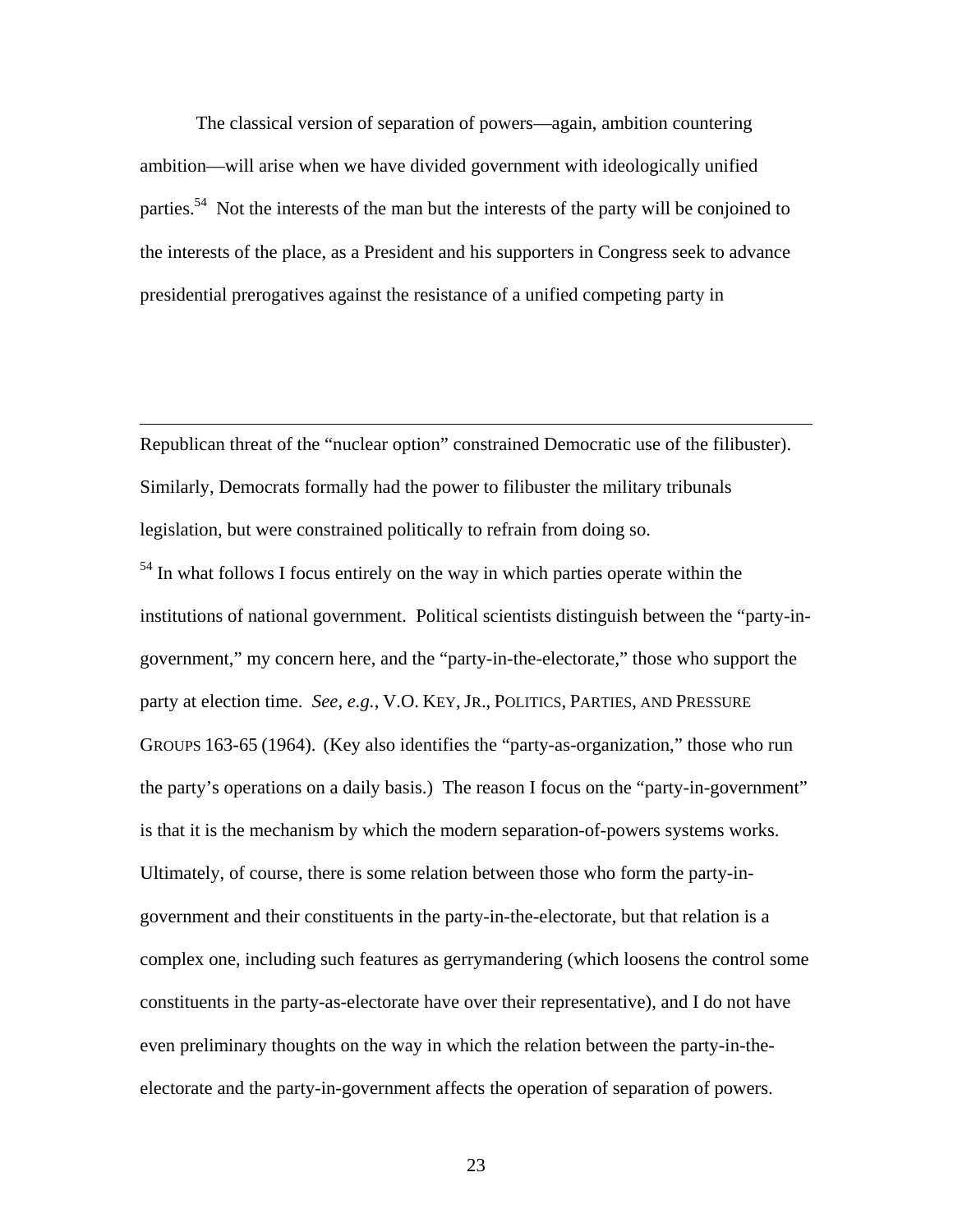The classical version of separation of powers—again, ambition countering ambition—will arise when we have divided government with ideologically unified parties.[54] Not the interests of the man but the interests of the party will be conjoined to the interests of the place, as a President and his supporters in Congress seek to advance presidential prerogatives against the resistance of a unified competing party in

---

Republican threat of the "nuclear option" constrained Democratic use of the filibuster). Similarly, Democrats formally had the power to filibuster the military tribunals legislation, but were constrained politically to refrain from doing so.

[54] In what follows I focus entirely on the way in which parties operate within the institutions of national government. Political scientists distinguish between the "party-in-government," my concern here, and the "party-in-the-electorate," those who support the party at election time. *See, e.g.*, V.O. KEY, JR., POLITICS, PARTIES, AND PRESSURE GROUPS 163-65 (1964). (Key also identifies the "party-as-organization," those who run the party's operations on a daily basis.) The reason I focus on the "party-in-government" is that it is the mechanism by which the modern separation-of-powers systems works. Ultimately, of course, there is some relation between those who form the party-in-government and their constituents in the party-in-the-electorate, but that relation is a complex one, including such features as gerrymandering (which loosens the control some constituents in the party-as-electorate have over their representative), and I do not have even preliminary thoughts on the way in which the relation between the party-in-the-electorate and the party-in-government affects the operation of separation of powers.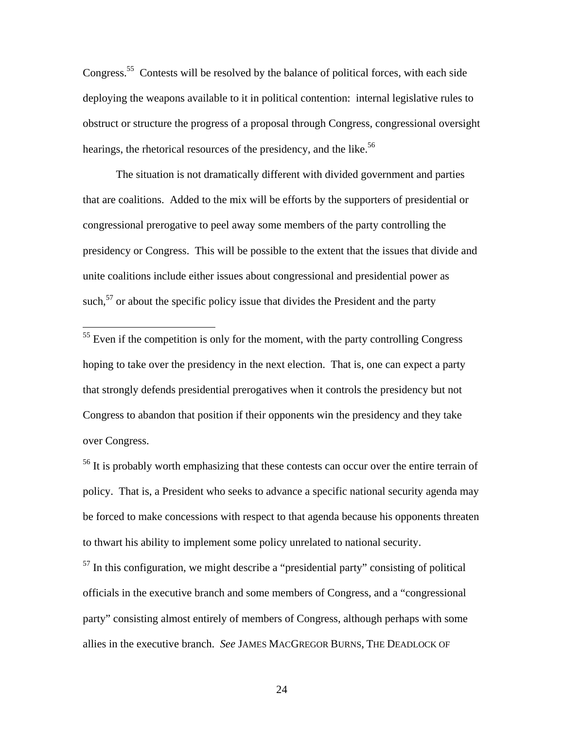Congress.[55] Contests will be resolved by the balance of political forces, with each side deploying the weapons available to it in political contention: internal legislative rules to obstruct or structure the progress of a proposal through Congress, congressional oversight hearings, the rhetorical resources of the presidency, and the like.[56]

The situation is not dramatically different with divided government and parties that are coalitions. Added to the mix will be efforts by the supporters of presidential or congressional prerogative to peel away some members of the party controlling the presidency or Congress. This will be possible to the extent that the issues that divide and unite coalitions include either issues about congressional and presidential power as such,[57] or about the specific policy issue that divides the President and the party

---

[55] Even if the competition is only for the moment, with the party controlling Congress hoping to take over the presidency in the next election. That is, one can expect a party that strongly defends presidential prerogatives when it controls the presidency but not Congress to abandon that position if their opponents win the presidency and they take over Congress.

[56] It is probably worth emphasizing that these contests can occur over the entire terrain of policy. That is, a President who seeks to advance a specific national security agenda may be forced to make concessions with respect to that agenda because his opponents threaten to thwart his ability to implement some policy unrelated to national security.

[57] In this configuration, we might describe a "presidential party" consisting of political officials in the executive branch and some members of Congress, and a "congressional party" consisting almost entirely of members of Congress, although perhaps with some allies in the executive branch. *See* JAMES MACGREGOR BURNS, THE DEADLOCK OF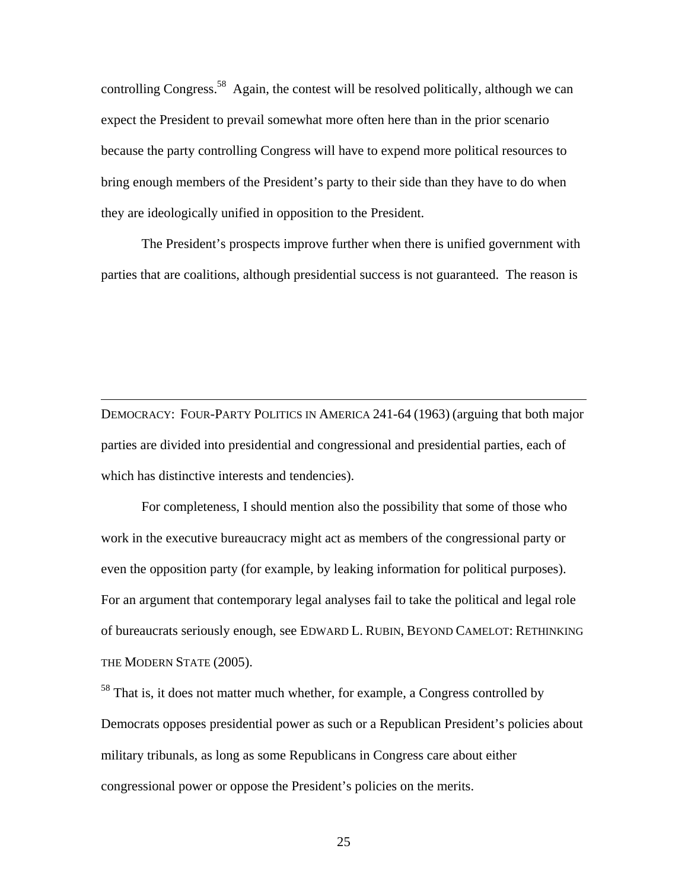controlling Congress.[58] Again, the contest will be resolved politically, although we can expect the President to prevail somewhat more often here than in the prior scenario because the party controlling Congress will have to expend more political resources to bring enough members of the President's party to their side than they have to do when they are ideologically unified in opposition to the President.

The President's prospects improve further when there is unified government with parties that are coalitions, although presidential success is not guaranteed. The reason is

---

DEMOCRACY: FOUR-PARTY POLITICS IN AMERICA 241-64 (1963) (arguing that both major parties are divided into presidential and congressional and presidential parties, each of which has distinctive interests and tendencies).

For completeness, I should mention also the possibility that some of those who work in the executive bureaucracy might act as members of the congressional party or even the opposition party (for example, by leaking information for political purposes). For an argument that contemporary legal analyses fail to take the political and legal role of bureaucrats seriously enough, see EDWARD L. RUBIN, BEYOND CAMELOT: RETHINKING THE MODERN STATE (2005).

[58] That is, it does not matter much whether, for example, a Congress controlled by Democrats opposes presidential power as such or a Republican President's policies about military tribunals, as long as some Republicans in Congress care about either congressional power or oppose the President's policies on the merits.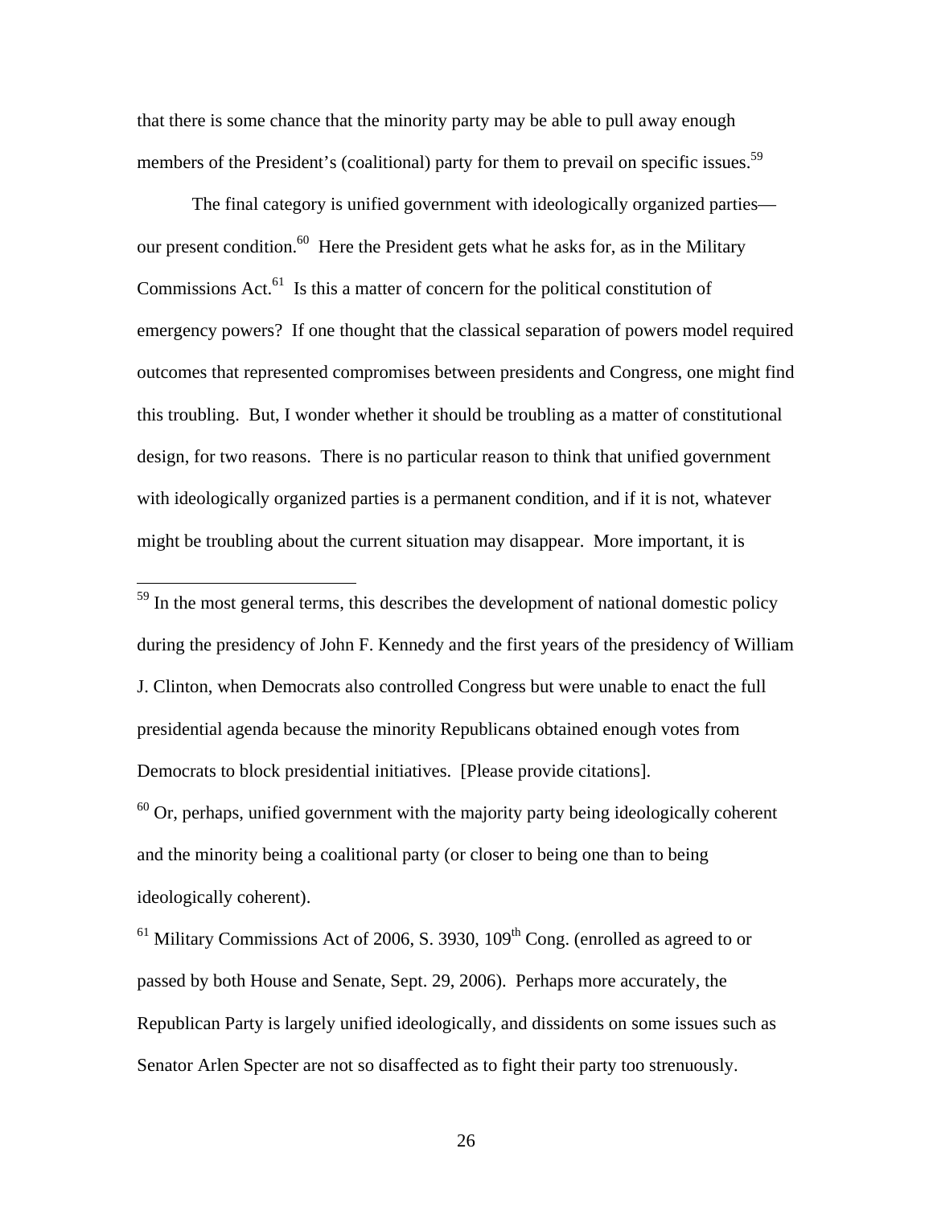that there is some chance that the minority party may be able to pull away enough members of the President's (coalitional) party for them to prevail on specific issues.[59]

The final category is unified government with ideologically organized parties—our present condition.[60] Here the President gets what he asks for, as in the Military Commissions Act.[61] Is this a matter of concern for the political constitution of emergency powers? If one thought that the classical separation of powers model required outcomes that represented compromises between presidents and Congress, one might find this troubling. But, I wonder whether it should be troubling as a matter of constitutional design, for two reasons. There is no particular reason to think that unified government with ideologically organized parties is a permanent condition, and if it is not, whatever might be troubling about the current situation may disappear. More important, it is

---

[59] In the most general terms, this describes the development of national domestic policy during the presidency of John F. Kennedy and the first years of the presidency of William J. Clinton, when Democrats also controlled Congress but were unable to enact the full presidential agenda because the minority Republicans obtained enough votes from Democrats to block presidential initiatives. [Please provide citations].

[60] Or, perhaps, unified government with the majority party being ideologically coherent and the minority being a coalitional party (or closer to being one than to being ideologically coherent).

[61] Military Commissions Act of 2006, S. 3930, 109th Cong. (enrolled as agreed to or passed by both House and Senate, Sept. 29, 2006). Perhaps more accurately, the Republican Party is largely unified ideologically, and dissidents on some issues such as Senator Arlen Specter are not so disaffected as to fight their party too strenuously.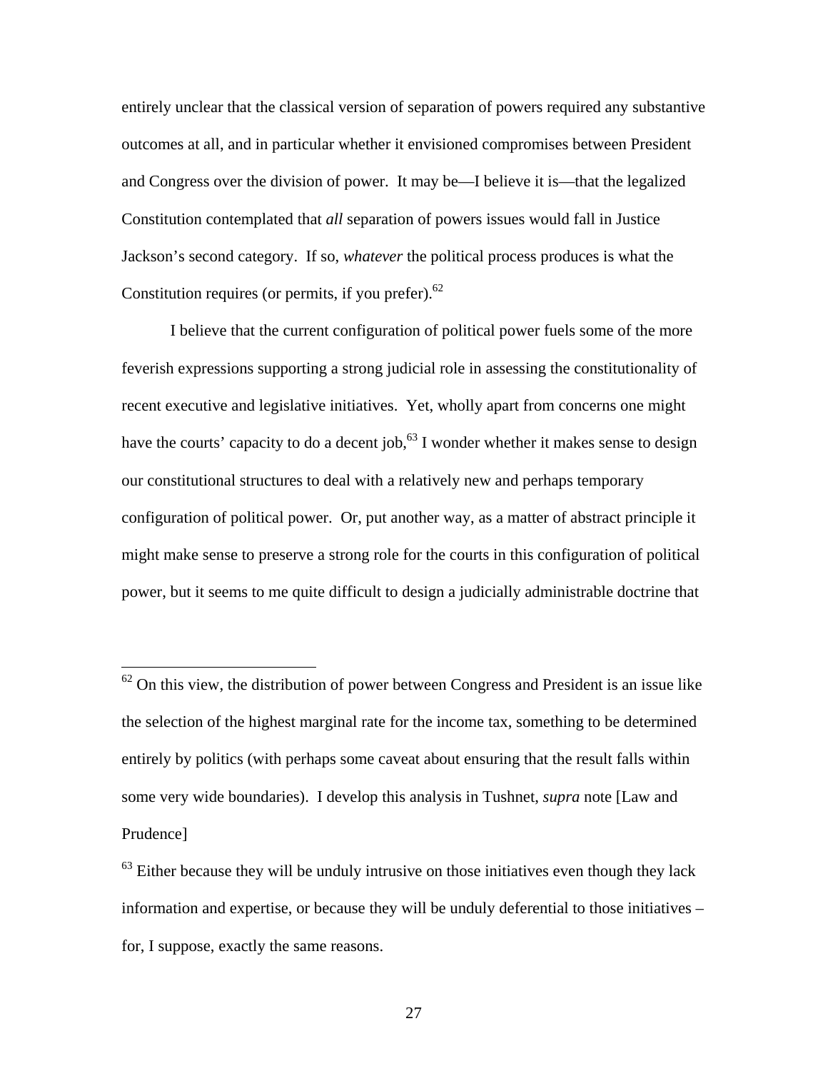entirely unclear that the classical version of separation of powers required any substantive outcomes at all, and in particular whether it envisioned compromises between President and Congress over the division of power. It may be—I believe it is—that the legalized Constitution contemplated that *all* separation of powers issues would fall in Justice Jackson's second category. If so, *whatever* the political process produces is what the Constitution requires (or permits, if you prefer).[62]

I believe that the current configuration of political power fuels some of the more feverish expressions supporting a strong judicial role in assessing the constitutionality of recent executive and legislative initiatives. Yet, wholly apart from concerns one might have the courts' capacity to do a decent job,[63] I wonder whether it makes sense to design our constitutional structures to deal with a relatively new and perhaps temporary configuration of political power. Or, put another way, as a matter of abstract principle it might make sense to preserve a strong role for the courts in this configuration of political power, but it seems to me quite difficult to design a judicially administrable doctrine that

---

[62] On this view, the distribution of power between Congress and President is an issue like the selection of the highest marginal rate for the income tax, something to be determined entirely by politics (with perhaps some caveat about ensuring that the result falls within some very wide boundaries). I develop this analysis in Tushnet, *supra* note [Law and Prudence]

[63] Either because they will be unduly intrusive on those initiatives even though they lack information and expertise, or because they will be unduly deferential to those initiatives – for, I suppose, exactly the same reasons.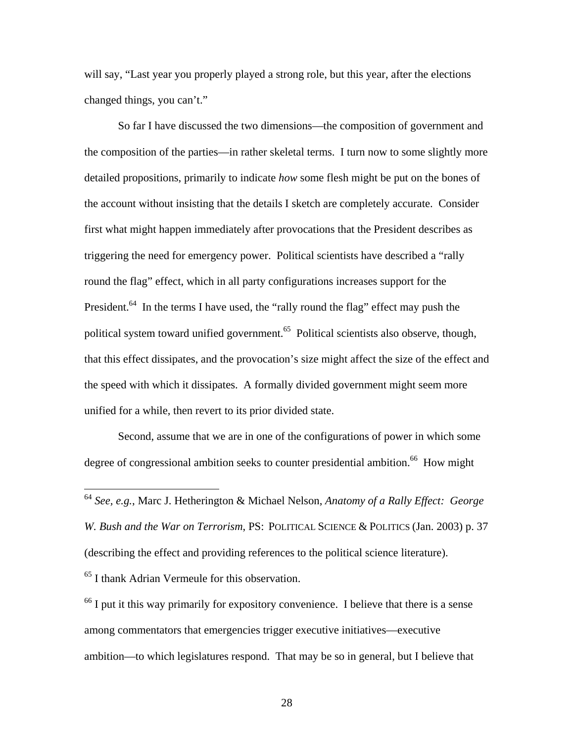will say, "Last year you properly played a strong role, but this year, after the elections changed things, you can't."

So far I have discussed the two dimensions—the composition of government and the composition of the parties—in rather skeletal terms. I turn now to some slightly more detailed propositions, primarily to indicate *how* some flesh might be put on the bones of the account without insisting that the details I sketch are completely accurate. Consider first what might happen immediately after provocations that the President describes as triggering the need for emergency power. Political scientists have described a "rally round the flag" effect, which in all party configurations increases support for the President.[64] In the terms I have used, the "rally round the flag" effect may push the political system toward unified government.[65] Political scientists also observe, though, that this effect dissipates, and the provocation's size might affect the size of the effect and the speed with which it dissipates. A formally divided government might seem more unified for a while, then revert to its prior divided state.

Second, assume that we are in one of the configurations of power in which some degree of congressional ambition seeks to counter presidential ambition.[66] How might

---

[64] *See, e.g.*, Marc J. Hetherington & Michael Nelson, *Anatomy of a Rally Effect: George W. Bush and the War on Terrorism*, PS: POLITICAL SCIENCE & POLITICS (Jan. 2003) p. 37 (describing the effect and providing references to the political science literature).

[65] I thank Adrian Vermeule for this observation.

[66] I put it this way primarily for expository convenience. I believe that there is a sense among commentators that emergencies trigger executive initiatives—executive ambition—to which legislatures respond. That may be so in general, but I believe that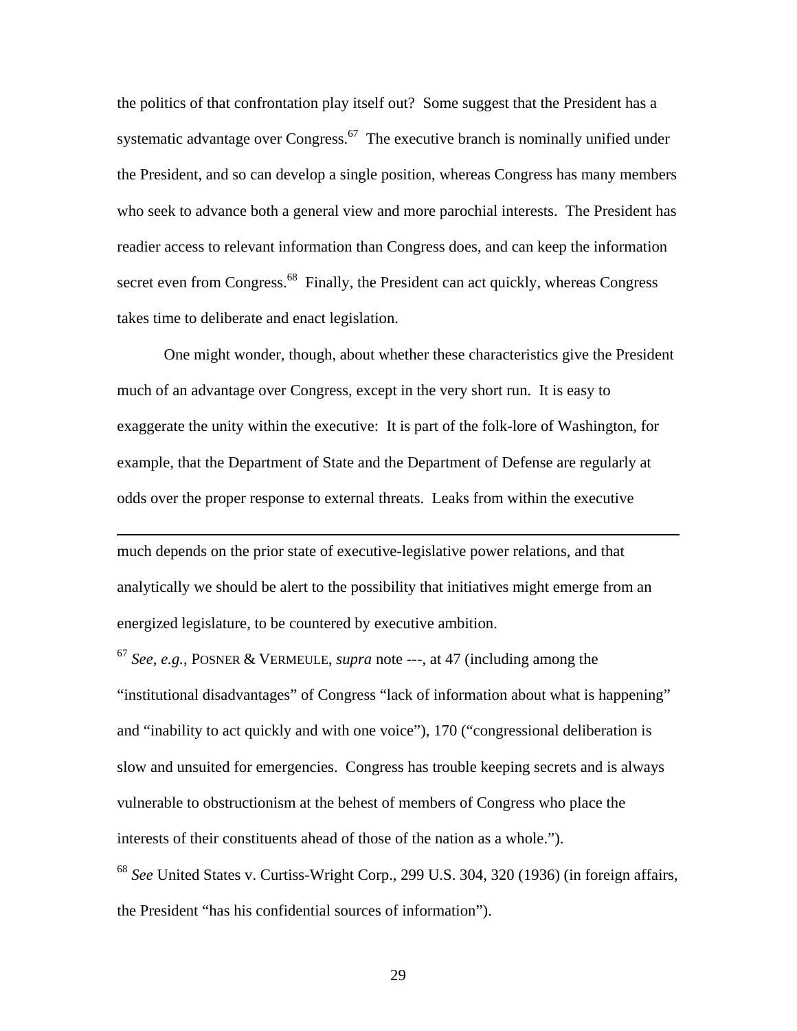the politics of that confrontation play itself out? Some suggest that the President has a systematic advantage over Congress.[67] The executive branch is nominally unified under the President, and so can develop a single position, whereas Congress has many members who seek to advance both a general view and more parochial interests. The President has readier access to relevant information than Congress does, and can keep the information secret even from Congress.[68] Finally, the President can act quickly, whereas Congress takes time to deliberate and enact legislation.

One might wonder, though, about whether these characteristics give the President much of an advantage over Congress, except in the very short run. It is easy to exaggerate the unity within the executive: It is part of the folk-lore of Washington, for example, that the Department of State and the Department of Defense are regularly at odds over the proper response to external threats. Leaks from within the executive

---

much depends on the prior state of executive-legislative power relations, and that analytically we should be alert to the possibility that initiatives might emerge from an energized legislature, to be countered by executive ambition.

[67] *See, e.g.*, POSNER & VERMEULE, *supra* note ---, at 47 (including among the "institutional disadvantages" of Congress "lack of information about what is happening" and "inability to act quickly and with one voice"), 170 ("congressional deliberation is slow and unsuited for emergencies. Congress has trouble keeping secrets and is always vulnerable to obstructionism at the behest of members of Congress who place the interests of their constituents ahead of those of the nation as a whole.").

[68] *See* United States v. Curtiss-Wright Corp., 299 U.S. 304, 320 (1936) (in foreign affairs, the President "has his confidential sources of information").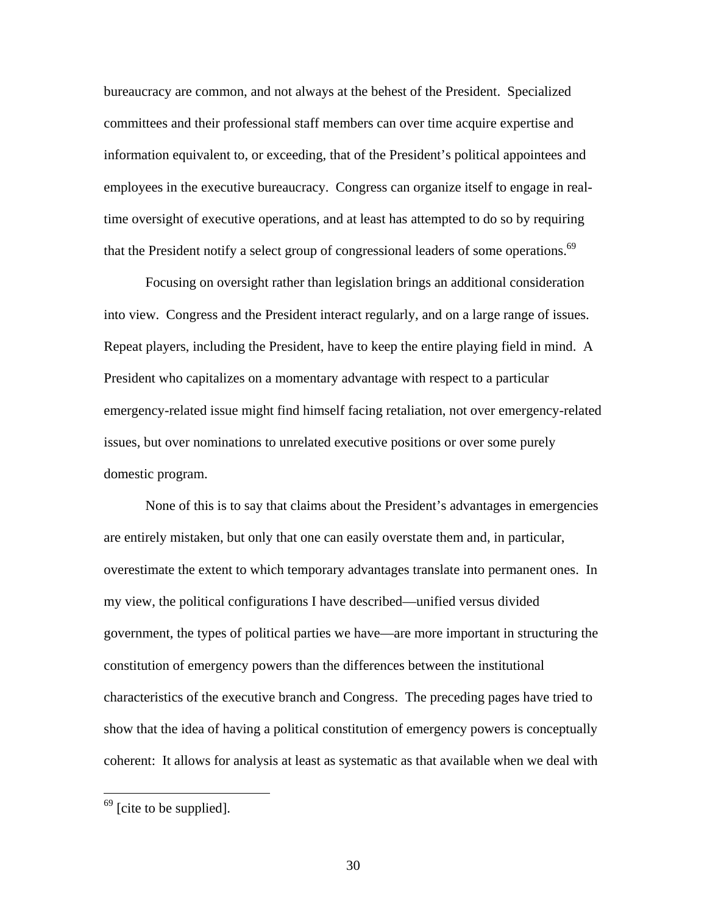bureaucracy are common, and not always at the behest of the President. Specialized committees and their professional staff members can over time acquire expertise and information equivalent to, or exceeding, that of the President's political appointees and employees in the executive bureaucracy. Congress can organize itself to engage in real-time oversight of executive operations, and at least has attempted to do so by requiring that the President notify a select group of congressional leaders of some operations.[69]

Focusing on oversight rather than legislation brings an additional consideration into view. Congress and the President interact regularly, and on a large range of issues. Repeat players, including the President, have to keep the entire playing field in mind. A President who capitalizes on a momentary advantage with respect to a particular emergency-related issue might find himself facing retaliation, not over emergency-related issues, but over nominations to unrelated executive positions or over some purely domestic program.

None of this is to say that claims about the President's advantages in emergencies are entirely mistaken, but only that one can easily overstate them and, in particular, overestimate the extent to which temporary advantages translate into permanent ones. In my view, the political configurations I have described—unified versus divided government, the types of political parties we have—are more important in structuring the constitution of emergency powers than the differences between the institutional characteristics of the executive branch and Congress. The preceding pages have tried to show that the idea of having a political constitution of emergency powers is conceptually coherent: It allows for analysis at least as systematic as that available when we deal with

[69] [cite to be supplied].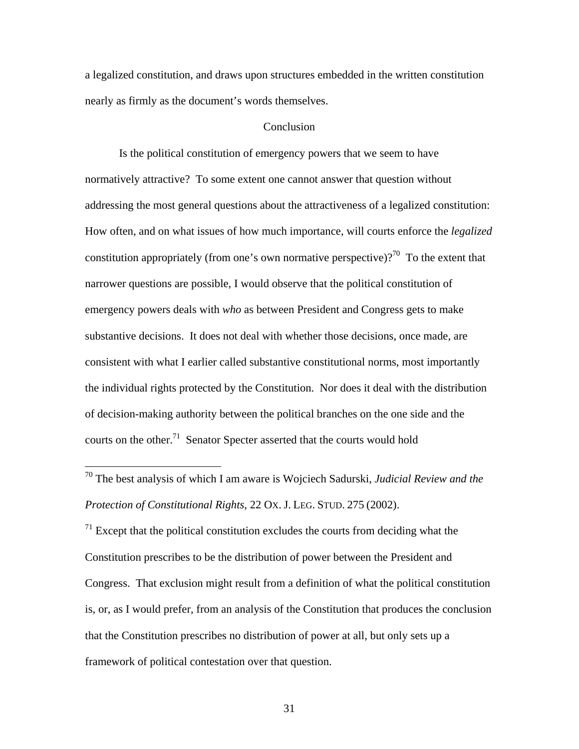a legalized constitution, and draws upon structures embedded in the written constitution nearly as firmly as the document's words themselves.

## Conclusion

Is the political constitution of emergency powers that we seem to have normatively attractive? To some extent one cannot answer that question without addressing the most general questions about the attractiveness of a legalized constitution: How often, and on what issues of how much importance, will courts enforce the *legalized* constitution appropriately (from one's own normative perspective)?[70] To the extent that narrower questions are possible, I would observe that the political constitution of emergency powers deals with *who* as between President and Congress gets to make substantive decisions. It does not deal with whether those decisions, once made, are consistent with what I earlier called substantive constitutional norms, most importantly the individual rights protected by the Constitution. Nor does it deal with the distribution of decision-making authority between the political branches on the one side and the courts on the other.[71] Senator Specter asserted that the courts would hold

---

[70] The best analysis of which I am aware is Wojciech Sadurski, *Judicial Review and the Protection of Constitutional Rights*, 22 OX. J. LEG. STUD. 275 (2002).

[71] Except that the political constitution excludes the courts from deciding what the Constitution prescribes to be the distribution of power between the President and Congress. That exclusion might result from a definition of what the political constitution is, or, as I would prefer, from an analysis of the Constitution that produces the conclusion that the Constitution prescribes no distribution of power at all, but only sets up a framework of political contestation over that question.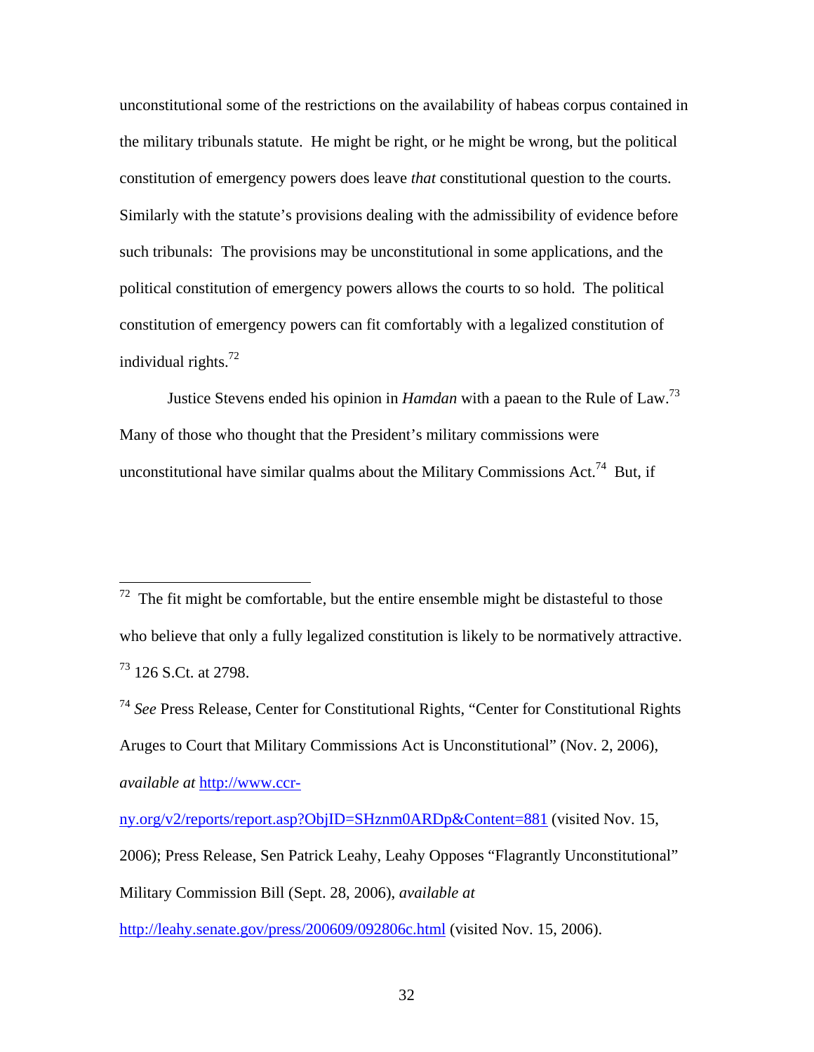unconstitutional some of the restrictions on the availability of habeas corpus contained in the military tribunals statute. He might be right, or he might be wrong, but the political constitution of emergency powers does leave *that* constitutional question to the courts. Similarly with the statute's provisions dealing with the admissibility of evidence before such tribunals: The provisions may be unconstitutional in some applications, and the political constitution of emergency powers allows the courts to so hold. The political constitution of emergency powers can fit comfortably with a legalized constitution of individual rights.[72]

Justice Stevens ended his opinion in *Hamdan* with a paean to the Rule of Law.[73] Many of those who thought that the President's military commissions were unconstitutional have similar qualms about the Military Commissions Act.[74] But, if

---

[72] The fit might be comfortable, but the entire ensemble might be distasteful to those who believe that only a fully legalized constitution is likely to be normatively attractive.

[73] 126 S.Ct. at 2798.

[74] *See* Press Release, Center for Constitutional Rights, "Center for Constitutional Rights Aruges to Court that Military Commissions Act is Unconstitutional" (Nov. 2, 2006), *available at* http://www.ccr-ny.org/v2/reports/report.asp?ObjID=SHznm0ARDp&Content=881 (visited Nov. 15, 2006); Press Release, Sen Patrick Leahy, Leahy Opposes "Flagrantly Unconstitutional" Military Commission Bill (Sept. 28, 2006), *available at* http://leahy.senate.gov/press/200609/092806c.html (visited Nov. 15, 2006).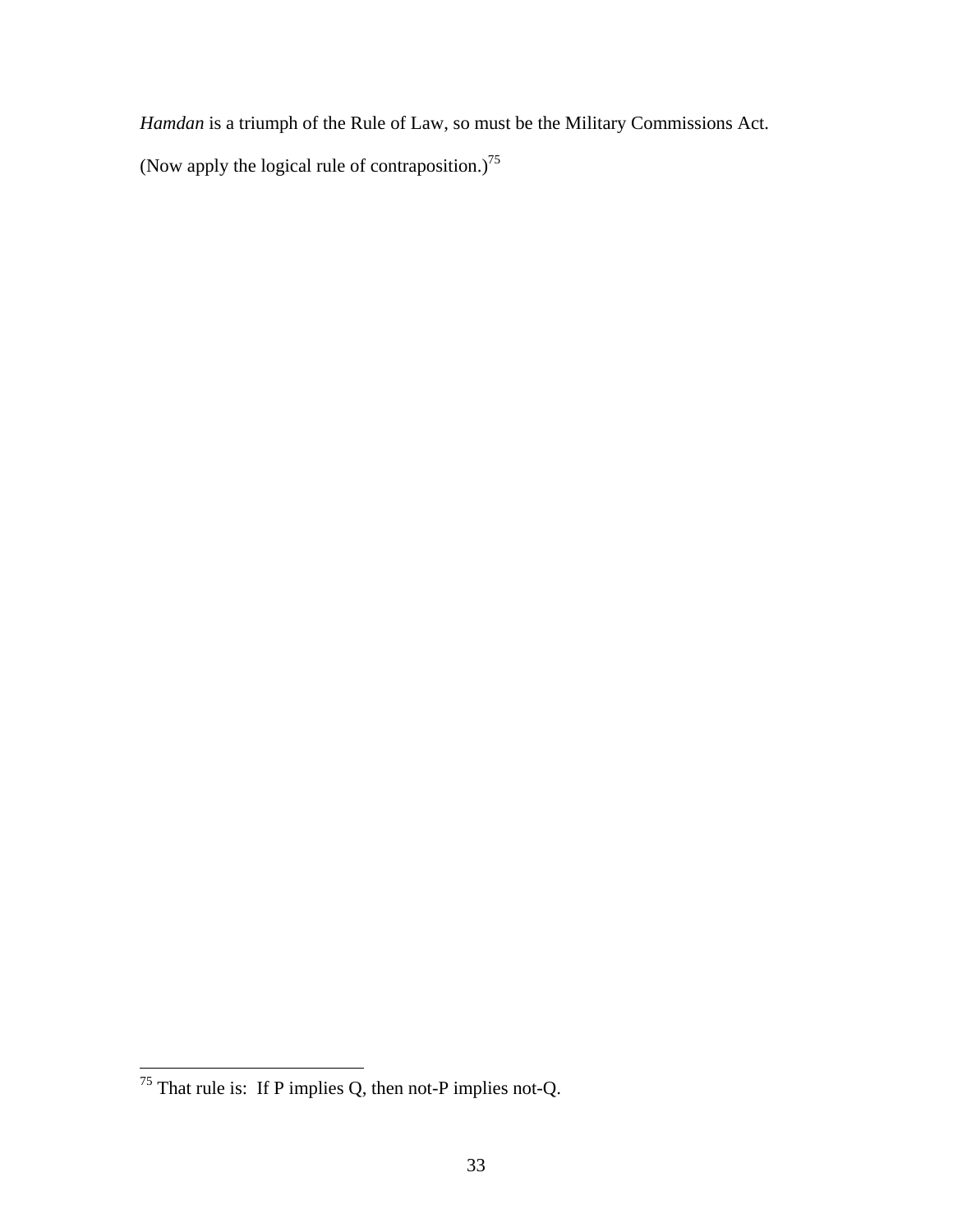*Hamdan* is a triumph of the Rule of Law, so must be the Military Commissions Act.

(Now apply the logical rule of contraposition.)[75]

---

[75] That rule is: If P implies Q, then not-P implies not-Q.